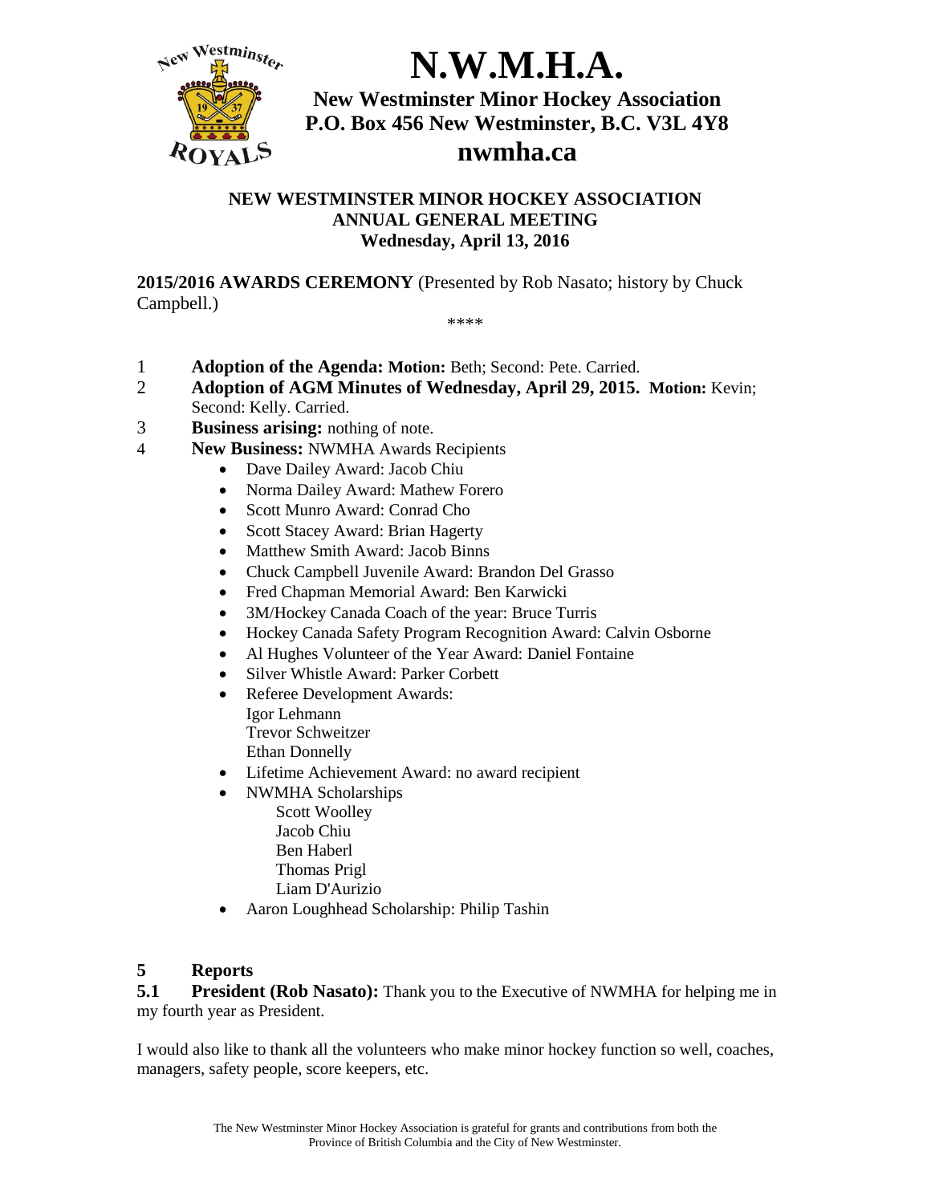# N.W.M.H.A.

**New Westminster Minor Hockey Association**
**P.O. Box 456 New Westminster, B.C. V3L 4Y8**
**nwmha.ca**

## NEW WESTMINSTER MINOR HOCKEY ASSOCIATION
## ANNUAL GENERAL MEETING
## Wednesday, April 13, 2016

**2015/2016 AWARDS CEREMONY** (Presented by Rob Nasato; history by Chuck Campbell.)

\*\*\*\*

1 **Adoption of the Agenda: Motion:** Beth; Second: Pete. Carried.

2 **Adoption of AGM Minutes of Wednesday, April 29, 2015. Motion:** Kevin; Second: Kelly. Carried.

3 **Business arising:** nothing of note.

4 **New Business:** NWMHA Awards Recipients

- Dave Dailey Award: Jacob Chiu
- Norma Dailey Award: Mathew Forero
- Scott Munro Award: Conrad Cho
- Scott Stacey Award: Brian Hagerty
- Matthew Smith Award: Jacob Binns
- Chuck Campbell Juvenile Award: Brandon Del Grasso
- Fred Chapman Memorial Award: Ben Karwicki
- 3M/Hockey Canada Coach of the year: Bruce Turris
- Hockey Canada Safety Program Recognition Award: Calvin Osborne
- Al Hughes Volunteer of the Year Award: Daniel Fontaine
- Silver Whistle Award: Parker Corbett
- Referee Development Awards:
  Igor Lehmann
  Trevor Schweitzer
  Ethan Donnelly
- Lifetime Achievement Award: no award recipient
- NWMHA Scholarships
  - Scott Woolley
  - Jacob Chiu
  - Ben Haberl
  - Thomas Prigl
  - Liam D'Aurizio
- Aaron Loughhead Scholarship: Philip Tashin

## 5 Reports

**5.1 President (Rob Nasato):** Thank you to the Executive of NWMHA for helping me in my fourth year as President.

I would also like to thank all the volunteers who make minor hockey function so well, coaches, managers, safety people, score keepers, etc.

The New Westminster Minor Hockey Association is grateful for grants and contributions from both the Province of British Columbia and the City of New Westminster.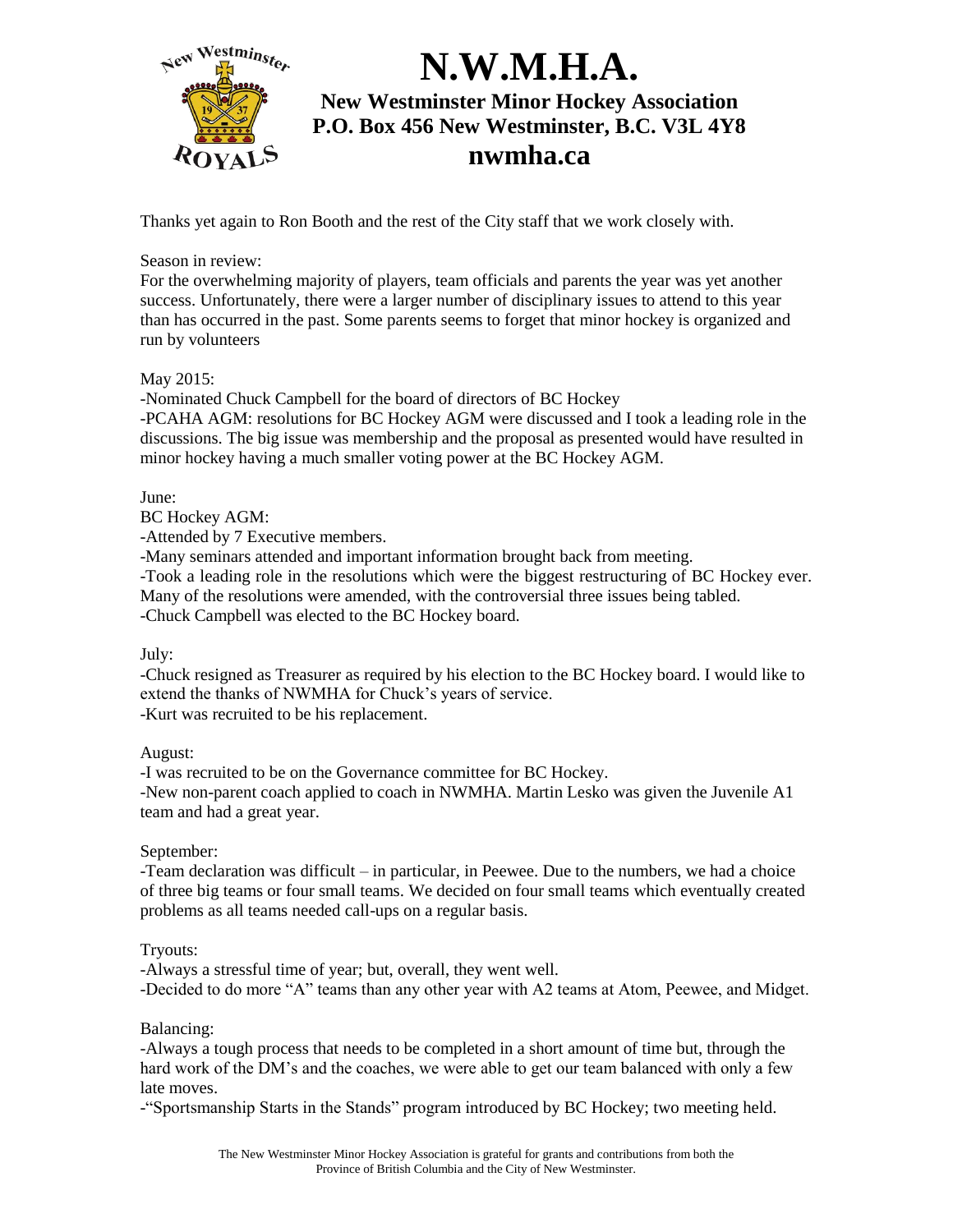Thanks yet again to Ron Booth and the rest of the City staff that we work closely with.

Season in review:
For the overwhelming majority of players, team officials and parents the year was yet another success. Unfortunately, there were a larger number of disciplinary issues to attend to this year than has occurred in the past. Some parents seems to forget that minor hockey is organized and run by volunteers

May 2015:
-Nominated Chuck Campbell for the board of directors of BC Hockey
-PCAHA AGM: resolutions for BC Hockey AGM were discussed and I took a leading role in the discussions. The big issue was membership and the proposal as presented would have resulted in minor hockey having a much smaller voting power at the BC Hockey AGM.

June:
BC Hockey AGM:
-Attended by 7 Executive members.
-Many seminars attended and important information brought back from meeting.
-Took a leading role in the resolutions which were the biggest restructuring of BC Hockey ever. Many of the resolutions were amended, with the controversial three issues being tabled.
-Chuck Campbell was elected to the BC Hockey board.

July:
-Chuck resigned as Treasurer as required by his election to the BC Hockey board. I would like to extend the thanks of NWMHA for Chuck's years of service.
-Kurt was recruited to be his replacement.

August:
-I was recruited to be on the Governance committee for BC Hockey.
-New non-parent coach applied to coach in NWMHA. Martin Lesko was given the Juvenile A1 team and had a great year.

September:
-Team declaration was difficult – in particular, in Peewee. Due to the numbers, we had a choice of three big teams or four small teams. We decided on four small teams which eventually created problems as all teams needed call-ups on a regular basis.

Tryouts:
-Always a stressful time of year; but, overall, they went well.
-Decided to do more "A" teams than any other year with A2 teams at Atom, Peewee, and Midget.

Balancing:
-Always a tough process that needs to be completed in a short amount of time but, through the hard work of the DM's and the coaches, we were able to get our team balanced with only a few late moves.
-"Sportsmanship Starts in the Stands" program introduced by BC Hockey; two meeting held.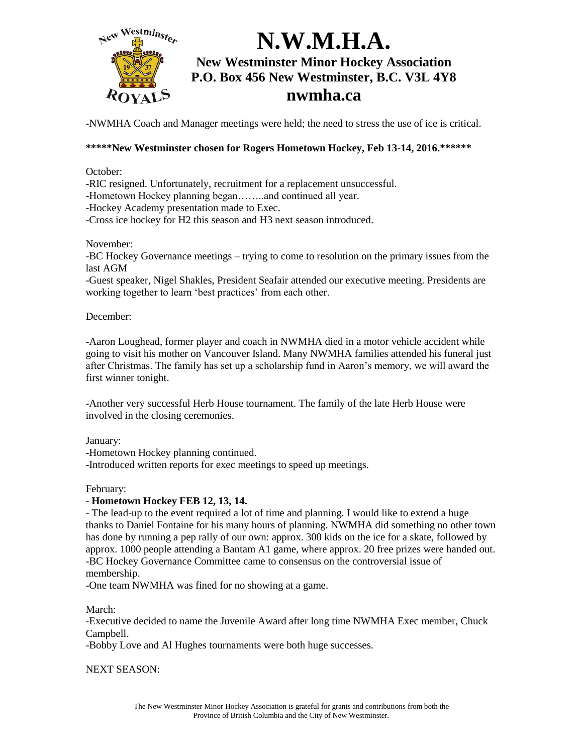-NWMHA Coach and Manager meetings were held; the need to stress the use of ice is critical.

**\*\*\*\*\*New Westminster chosen for Rogers Hometown Hockey, Feb 13-14, 2016.\*\*\*\*\*\***

October:

-RIC resigned. Unfortunately, recruitment for a replacement unsuccessful.
-Hometown Hockey planning began……..and continued all year.
-Hockey Academy presentation made to Exec.
-Cross ice hockey for H2 this season and H3 next season introduced.

November:

-BC Hockey Governance meetings – trying to come to resolution on the primary issues from the last AGM
-Guest speaker, Nigel Shakles, President Seafair attended our executive meeting. Presidents are working together to learn 'best practices' from each other.

December:

-Aaron Loughead, former player and coach in NWMHA died in a motor vehicle accident while going to visit his mother on Vancouver Island. Many NWMHA families attended his funeral just after Christmas. The family has set up a scholarship fund in Aaron's memory, we will award the first winner tonight.

-Another very successful Herb House tournament. The family of the late Herb House were involved in the closing ceremonies.

January:

-Hometown Hockey planning continued.
-Introduced written reports for exec meetings to speed up meetings.

February:

- **Hometown Hockey FEB 12, 13, 14.**
- The lead-up to the event required a lot of time and planning. I would like to extend a huge thanks to Daniel Fontaine for his many hours of planning. NWMHA did something no other town has done by running a pep rally of our own: approx. 300 kids on the ice for a skate, followed by approx. 1000 people attending a Bantam A1 game, where approx. 20 free prizes were handed out.
-BC Hockey Governance Committee came to consensus on the controversial issue of membership.
-One team NWMHA was fined for no showing at a game.

March:

-Executive decided to name the Juvenile Award after long time NWMHA Exec member, Chuck Campbell.
-Bobby Love and Al Hughes tournaments were both huge successes.

NEXT SEASON: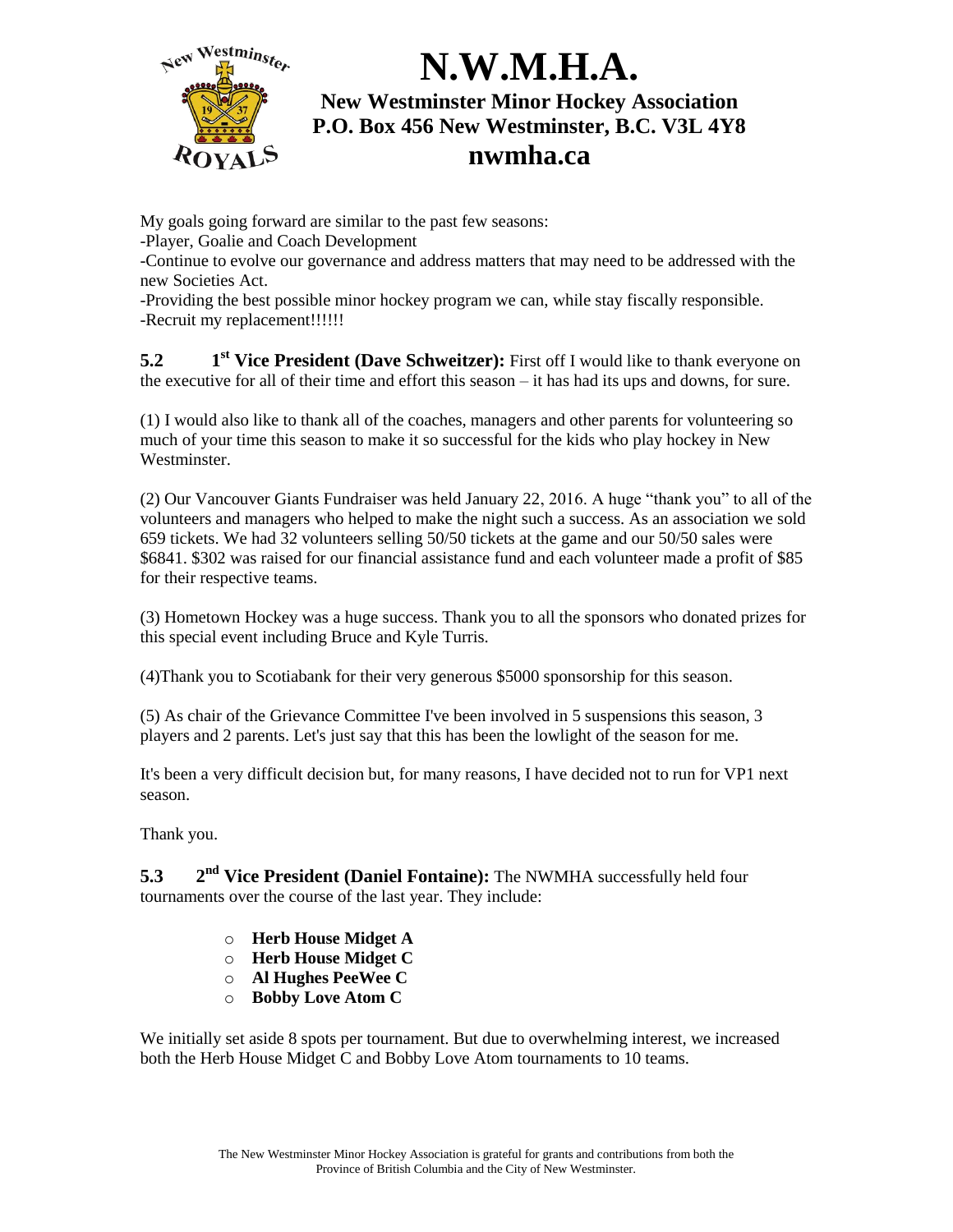My goals going forward are similar to the past few seasons:

-Player, Goalie and Coach Development

-Continue to evolve our governance and address matters that may need to be addressed with the new Societies Act.

-Providing the best possible minor hockey program we can, while stay fiscally responsible.

-Recruit my replacement!!!!!!

**5.2 1st Vice President (Dave Schweitzer):** First off I would like to thank everyone on the executive for all of their time and effort this season – it has had its ups and downs, for sure.

(1) I would also like to thank all of the coaches, managers and other parents for volunteering so much of your time this season to make it so successful for the kids who play hockey in New Westminster.

(2) Our Vancouver Giants Fundraiser was held January 22, 2016. A huge "thank you" to all of the volunteers and managers who helped to make the night such a success. As an association we sold 659 tickets. We had 32 volunteers selling 50/50 tickets at the game and our 50/50 sales were $6841. $302 was raised for our financial assistance fund and each volunteer made a profit of $85 for their respective teams.

(3) Hometown Hockey was a huge success. Thank you to all the sponsors who donated prizes for this special event including Bruce and Kyle Turris.

(4)Thank you to Scotiabank for their very generous $5000 sponsorship for this season.

(5) As chair of the Grievance Committee I've been involved in 5 suspensions this season, 3 players and 2 parents. Let's just say that this has been the lowlight of the season for me.

It's been a very difficult decision but, for many reasons, I have decided not to run for VP1 next season.

Thank you.

**5.3 2nd Vice President (Daniel Fontaine):** The NWMHA successfully held four tournaments over the course of the last year. They include:

- **Herb House Midget A**
- **Herb House Midget C**
- **Al Hughes PeeWee C**
- **Bobby Love Atom C**

We initially set aside 8 spots per tournament. But due to overwhelming interest, we increased both the Herb House Midget C and Bobby Love Atom tournaments to 10 teams.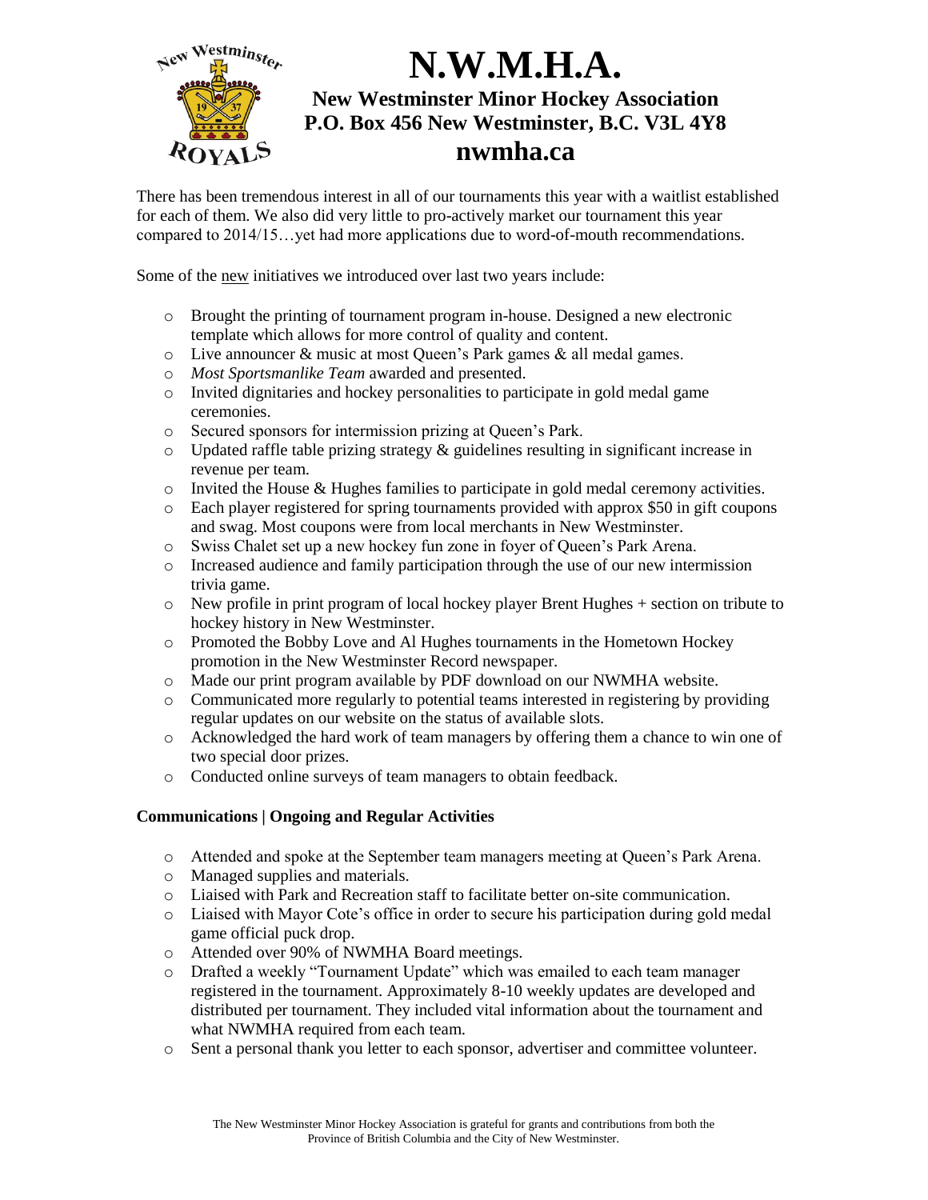# N.W.M.H.A.

**New Westminster Minor Hockey Association**
**P.O. Box 456 New Westminster, B.C. V3L 4Y8**
**nwmha.ca**

There has been tremendous interest in all of our tournaments this year with a waitlist established for each of them. We also did very little to pro-actively market our tournament this year compared to 2014/15…yet had more applications due to word-of-mouth recommendations.

Some of the new initiatives we introduced over last two years include:

- Brought the printing of tournament program in-house. Designed a new electronic template which allows for more control of quality and content.
- Live announcer & music at most Queen's Park games & all medal games.
- *Most Sportsmanlike Team* awarded and presented.
- Invited dignitaries and hockey personalities to participate in gold medal game ceremonies.
- Secured sponsors for intermission prizing at Queen's Park.
- Updated raffle table prizing strategy & guidelines resulting in significant increase in revenue per team.
- Invited the House & Hughes families to participate in gold medal ceremony activities.
- Each player registered for spring tournaments provided with approx $50 in gift coupons and swag. Most coupons were from local merchants in New Westminster.
- Swiss Chalet set up a new hockey fun zone in foyer of Queen's Park Arena.
- Increased audience and family participation through the use of our new intermission trivia game.
- New profile in print program of local hockey player Brent Hughes + section on tribute to hockey history in New Westminster.
- Promoted the Bobby Love and Al Hughes tournaments in the Hometown Hockey promotion in the New Westminster Record newspaper.
- Made our print program available by PDF download on our NWMHA website.
- Communicated more regularly to potential teams interested in registering by providing regular updates on our website on the status of available slots.
- Acknowledged the hard work of team managers by offering them a chance to win one of two special door prizes.
- Conducted online surveys of team managers to obtain feedback.

**Communications | Ongoing and Regular Activities**

- Attended and spoke at the September team managers meeting at Queen's Park Arena.
- Managed supplies and materials.
- Liaised with Park and Recreation staff to facilitate better on-site communication.
- Liaised with Mayor Cote's office in order to secure his participation during gold medal game official puck drop.
- Attended over 90% of NWMHA Board meetings.
- Drafted a weekly "Tournament Update" which was emailed to each team manager registered in the tournament. Approximately 8-10 weekly updates are developed and distributed per tournament. They included vital information about the tournament and what NWMHA required from each team.
- Sent a personal thank you letter to each sponsor, advertiser and committee volunteer.

The New Westminster Minor Hockey Association is grateful for grants and contributions from both the Province of British Columbia and the City of New Westminster.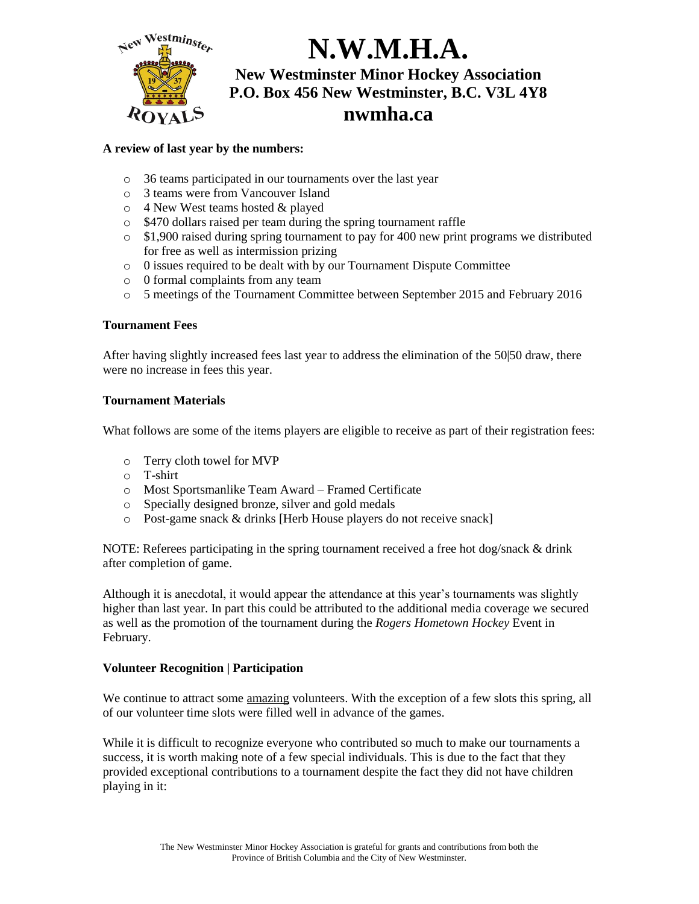# N.W.M.H.A.

**New Westminster Minor Hockey Association**
**P.O. Box 456 New Westminster, B.C. V3L 4Y8**
**nwmha.ca**

**A review of last year by the numbers:**

- 36 teams participated in our tournaments over the last year
- 3 teams were from Vancouver Island
- 4 New West teams hosted & played
- $470 dollars raised per team during the spring tournament raffle
- $1,900 raised during spring tournament to pay for 400 new print programs we distributed for free as well as intermission prizing
- 0 issues required to be dealt with by our Tournament Dispute Committee
- 0 formal complaints from any team
- 5 meetings of the Tournament Committee between September 2015 and February 2016

**Tournament Fees**

After having slightly increased fees last year to address the elimination of the 50|50 draw, there were no increase in fees this year.

**Tournament Materials**

What follows are some of the items players are eligible to receive as part of their registration fees:

- Terry cloth towel for MVP
- T-shirt
- Most Sportsmanlike Team Award – Framed Certificate
- Specially designed bronze, silver and gold medals
- Post-game snack & drinks [Herb House players do not receive snack]

NOTE: Referees participating in the spring tournament received a free hot dog/snack & drink after completion of game.

Although it is anecdotal, it would appear the attendance at this year's tournaments was slightly higher than last year. In part this could be attributed to the additional media coverage we secured as well as the promotion of the tournament during the *Rogers Hometown Hockey* Event in February.

**Volunteer Recognition | Participation**

We continue to attract some amazing volunteers. With the exception of a few slots this spring, all of our volunteer time slots were filled well in advance of the games.

While it is difficult to recognize everyone who contributed so much to make our tournaments a success, it is worth making note of a few special individuals. This is due to the fact that they provided exceptional contributions to a tournament despite the fact they did not have children playing in it:

The New Westminster Minor Hockey Association is grateful for grants and contributions from both the Province of British Columbia and the City of New Westminster.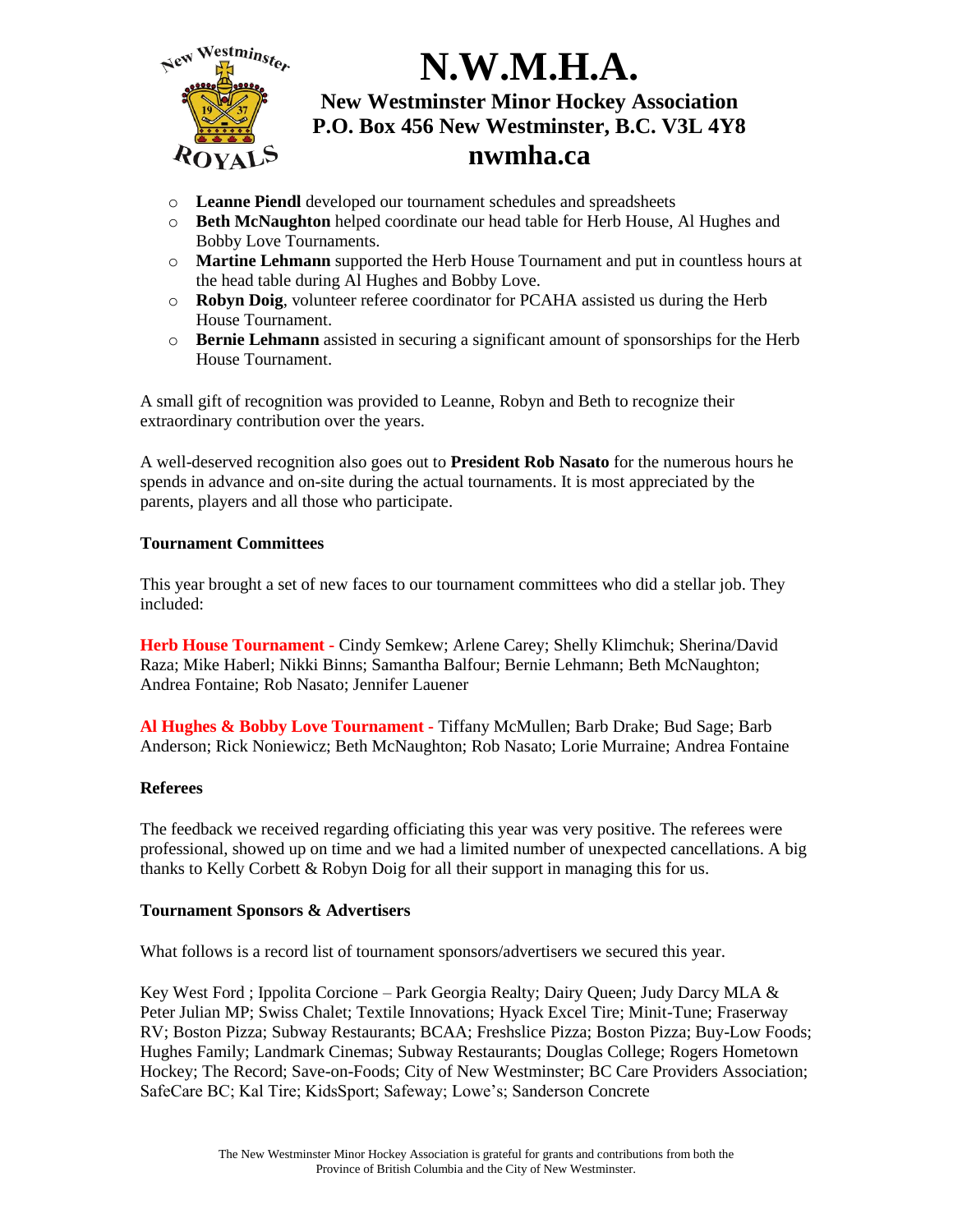- **Leanne Piendl** developed our tournament schedules and spreadsheets
- **Beth McNaughton** helped coordinate our head table for Herb House, Al Hughes and Bobby Love Tournaments.
- **Martine Lehmann** supported the Herb House Tournament and put in countless hours at the head table during Al Hughes and Bobby Love.
- **Robyn Doig**, volunteer referee coordinator for PCAHA assisted us during the Herb House Tournament.
- **Bernie Lehmann** assisted in securing a significant amount of sponsorships for the Herb House Tournament.

A small gift of recognition was provided to Leanne, Robyn and Beth to recognize their extraordinary contribution over the years.

A well-deserved recognition also goes out to **President Rob Nasato** for the numerous hours he spends in advance and on-site during the actual tournaments. It is most appreciated by the parents, players and all those who participate.

**Tournament Committees**

This year brought a set of new faces to our tournament committees who did a stellar job. They included:

**Herb House Tournament -** Cindy Semkew; Arlene Carey; Shelly Klimchuk; Sherina/David Raza; Mike Haberl; Nikki Binns; Samantha Balfour; Bernie Lehmann; Beth McNaughton; Andrea Fontaine; Rob Nasato; Jennifer Lauener

**Al Hughes & Bobby Love Tournament -** Tiffany McMullen; Barb Drake; Bud Sage; Barb Anderson; Rick Noniewicz; Beth McNaughton; Rob Nasato; Lorie Murraine; Andrea Fontaine

**Referees**

The feedback we received regarding officiating this year was very positive. The referees were professional, showed up on time and we had a limited number of unexpected cancellations. A big thanks to Kelly Corbett & Robyn Doig for all their support in managing this for us.

**Tournament Sponsors & Advertisers**

What follows is a record list of tournament sponsors/advertisers we secured this year.

Key West Ford ; Ippolita Corcione – Park Georgia Realty; Dairy Queen; Judy Darcy MLA & Peter Julian MP; Swiss Chalet; Textile Innovations; Hyack Excel Tire; Minit-Tune; Fraserway RV; Boston Pizza; Subway Restaurants; BCAA; Freshslice Pizza; Boston Pizza; Buy-Low Foods; Hughes Family; Landmark Cinemas; Subway Restaurants; Douglas College; Rogers Hometown Hockey; The Record; Save-on-Foods; City of New Westminster; BC Care Providers Association; SafeCare BC; Kal Tire; KidsSport; Safeway; Lowe's; Sanderson Concrete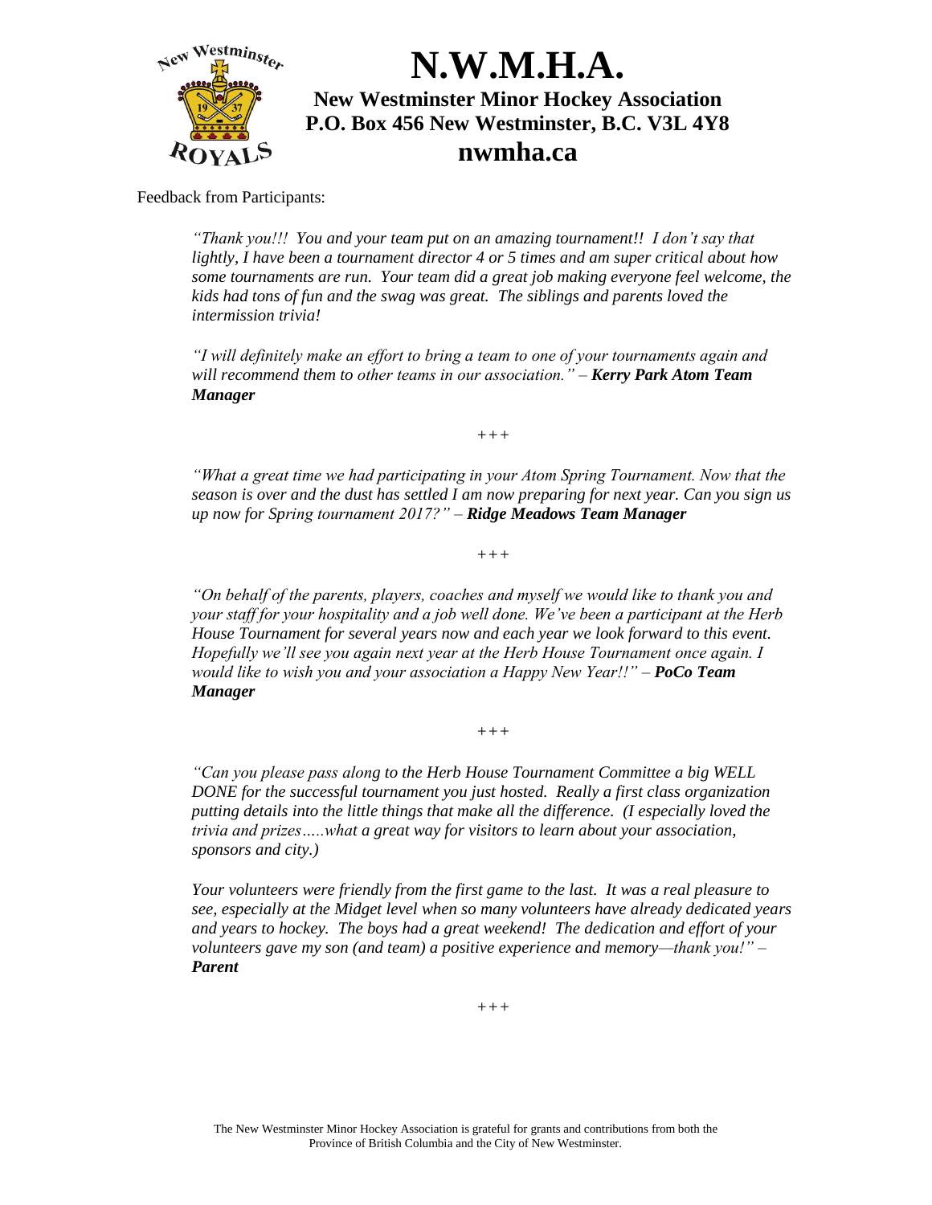# N.W.M.H.A.

**New Westminster Minor Hockey Association**
**P.O. Box 456 New Westminster, B.C. V3L 4Y8**
**nwmha.ca**

Feedback from Participants:

> *"Thank you!!! You and your team put on an amazing tournament!! I don't say that lightly, I have been a tournament director 4 or 5 times and am super critical about how some tournaments are run. Your team did a great job making everyone feel welcome, the kids had tons of fun and the swag was great. The siblings and parents loved the intermission trivia!*
>
> *"I will definitely make an effort to bring a team to one of your tournaments again and will recommend them to other teams in our association." –* ***Kerry Park Atom Team Manager***

+++

> *"What a great time we had participating in your Atom Spring Tournament. Now that the season is over and the dust has settled I am now preparing for next year. Can you sign us up now for Spring tournament 2017?" –* ***Ridge Meadows Team Manager***

+++

> *"On behalf of the parents, players, coaches and myself we would like to thank you and your staff for your hospitality and a job well done. We've been a participant at the Herb House Tournament for several years now and each year we look forward to this event. Hopefully we'll see you again next year at the Herb House Tournament once again. I would like to wish you and your association a Happy New Year!!" –* ***PoCo Team Manager***

+++

> *"Can you please pass along to the Herb House Tournament Committee a big WELL DONE for the successful tournament you just hosted. Really a first class organization putting details into the little things that make all the difference. (I especially loved the trivia and prizes…..what a great way for visitors to learn about your association, sponsors and city.)*
>
> *Your volunteers were friendly from the first game to the last. It was a real pleasure to see, especially at the Midget level when so many volunteers have already dedicated years and years to hockey. The boys had a great weekend! The dedication and effort of your volunteers gave my son (and team) a positive experience and memory—thank you!" –* ***Parent***

+++

The New Westminster Minor Hockey Association is grateful for grants and contributions from both the Province of British Columbia and the City of New Westminster.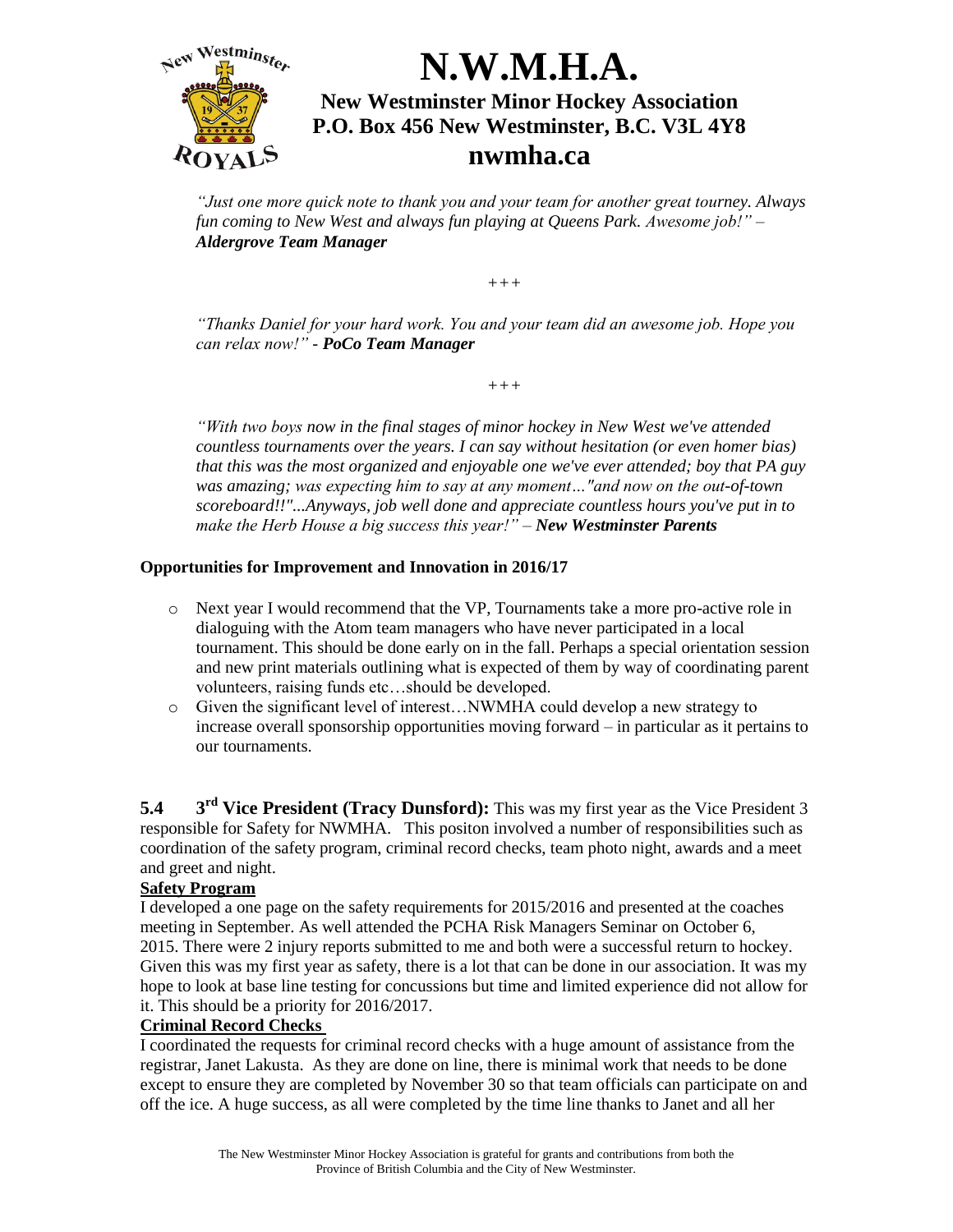*"Just one more quick note to thank you and your team for another great tourney. Always fun coming to New West and always fun playing at Queens Park. Awesome job!" – **Aldergrove Team Manager***

+++

*"Thanks Daniel for your hard work. You and your team did an awesome job. Hope you can relax now!" - **PoCo Team Manager***

+++

*"With two boys now in the final stages of minor hockey in New West we've attended countless tournaments over the years. I can say without hesitation (or even homer bias) that this was the most organized and enjoyable one we've ever attended; boy that PA guy was amazing; was expecting him to say at any moment…"and now on the out-of-town scoreboard!!"...Anyways, job well done and appreciate countless hours you've put in to make the Herb House a big success this year!" – **New Westminster Parents***

**Opportunities for Improvement and Innovation in 2016/17**

- Next year I would recommend that the VP, Tournaments take a more pro-active role in dialoguing with the Atom team managers who have never participated in a local tournament. This should be done early on in the fall. Perhaps a special orientation session and new print materials outlining what is expected of them by way of coordinating parent volunteers, raising funds etc…should be developed.
- Given the significant level of interest…NWMHA could develop a new strategy to increase overall sponsorship opportunities moving forward – in particular as it pertains to our tournaments.

**5.4 3rd Vice President (Tracy Dunsford):** This was my first year as the Vice President 3 responsible for Safety for NWMHA. This positon involved a number of responsibilities such as coordination of the safety program, criminal record checks, team photo night, awards and a meet and greet and night.

**Safety Program**

I developed a one page on the safety requirements for 2015/2016 and presented at the coaches meeting in September. As well attended the PCHA Risk Managers Seminar on October 6, 2015. There were 2 injury reports submitted to me and both were a successful return to hockey. Given this was my first year as safety, there is a lot that can be done in our association. It was my hope to look at base line testing for concussions but time and limited experience did not allow for it. This should be a priority for 2016/2017.

**Criminal Record Checks**

I coordinated the requests for criminal record checks with a huge amount of assistance from the registrar, Janet Lakusta. As they are done on line, there is minimal work that needs to be done except to ensure they are completed by November 30 so that team officials can participate on and off the ice. A huge success, as all were completed by the time line thanks to Janet and all her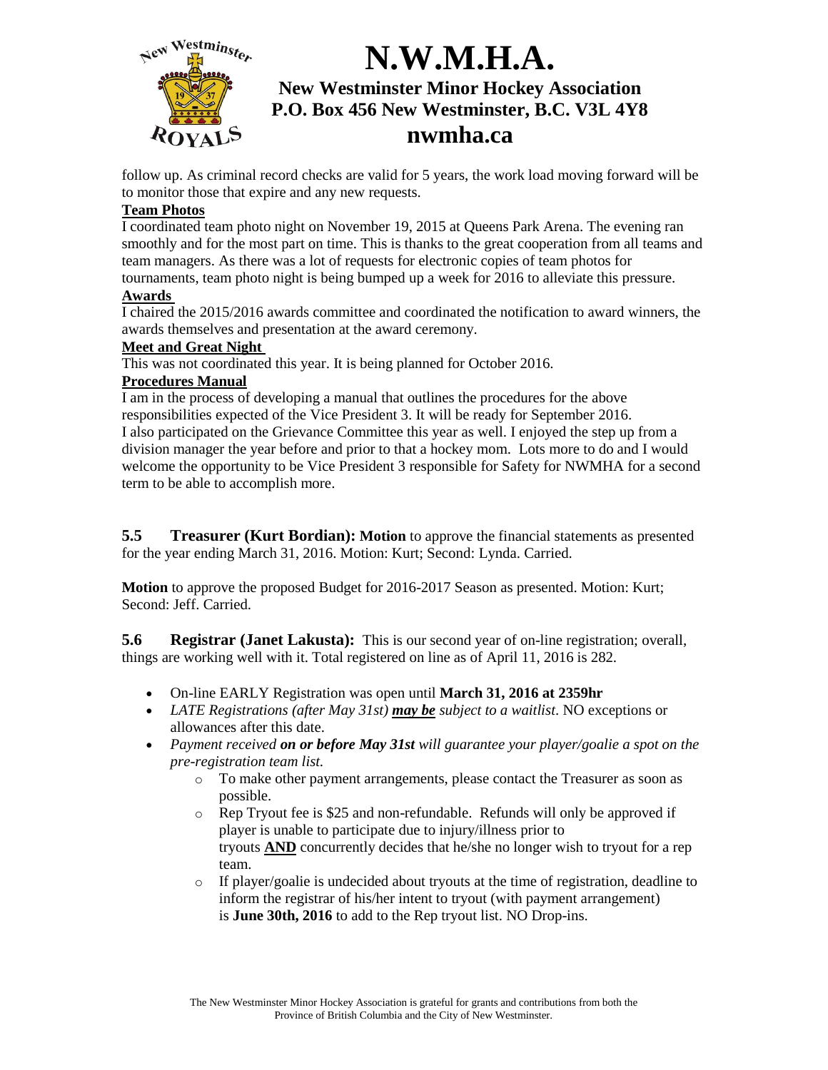follow up. As criminal record checks are valid for 5 years, the work load moving forward will be to monitor those that expire and any new requests.

**Team Photos**

I coordinated team photo night on November 19, 2015 at Queens Park Arena. The evening ran smoothly and for the most part on time. This is thanks to the great cooperation from all teams and team managers. As there was a lot of requests for electronic copies of team photos for tournaments, team photo night is being bumped up a week for 2016 to alleviate this pressure.

**Awards**

I chaired the 2015/2016 awards committee and coordinated the notification to award winners, the awards themselves and presentation at the award ceremony.

**Meet and Great Night**

This was not coordinated this year. It is being planned for October 2016.

**Procedures Manual**

I am in the process of developing a manual that outlines the procedures for the above responsibilities expected of the Vice President 3. It will be ready for September 2016.
I also participated on the Grievance Committee this year as well. I enjoyed the step up from a division manager the year before and prior to that a hockey mom. Lots more to do and I would welcome the opportunity to be Vice President 3 responsible for Safety for NWMHA for a second term to be able to accomplish more.

**5.5 Treasurer (Kurt Bordian): Motion** to approve the financial statements as presented for the year ending March 31, 2016. Motion: Kurt; Second: Lynda. Carried.

**Motion** to approve the proposed Budget for 2016-2017 Season as presented. Motion: Kurt; Second: Jeff. Carried.

**5.6 Registrar (Janet Lakusta):** This is our second year of on-line registration; overall, things are working well with it. Total registered on line as of April 11, 2016 is 282.

- On-line EARLY Registration was open until **March 31, 2016 at 2359hr**
- *LATE Registrations (after May 31st)* ***may be*** *subject to a waitlist*. NO exceptions or allowances after this date.
- *Payment received* ***on or before May 31st*** *will guarantee your player/goalie a spot on the pre-registration team list.*
    - To make other payment arrangements, please contact the Treasurer as soon as possible.
    - Rep Tryout fee is $25 and non-refundable. Refunds will only be approved if player is unable to participate due to injury/illness prior to tryouts **AND** concurrently decides that he/she no longer wish to tryout for a rep team.
    - If player/goalie is undecided about tryouts at the time of registration, deadline to inform the registrar of his/her intent to tryout (with payment arrangement) is **June 30th, 2016** to add to the Rep tryout list. NO Drop-ins.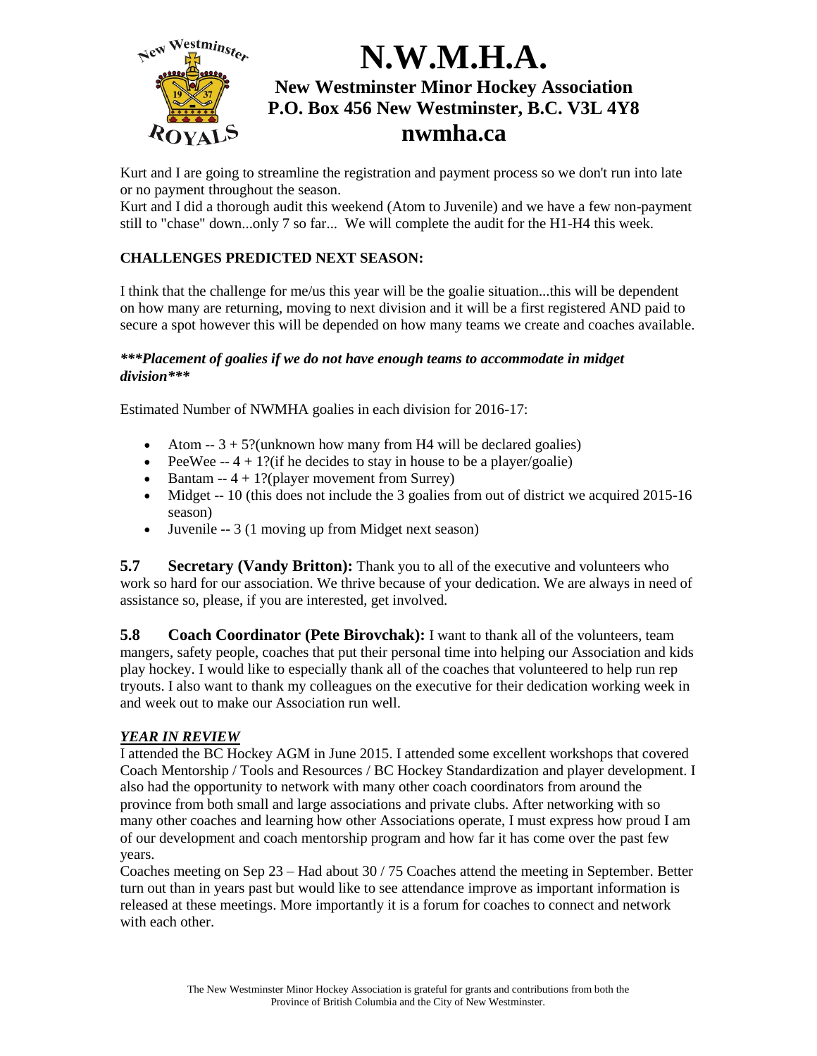Kurt and I are going to streamline the registration and payment process so we don't run into late or no payment throughout the season.

Kurt and I did a thorough audit this weekend (Atom to Juvenile) and we have a few non-payment still to "chase" down...only 7 so far... We will complete the audit for the H1-H4 this week.

**CHALLENGES PREDICTED NEXT SEASON:**

I think that the challenge for me/us this year will be the goalie situation...this will be dependent on how many are returning, moving to next division and it will be a first registered AND paid to secure a spot however this will be depended on how many teams we create and coaches available.

***\*\*\*Placement of goalies if we do not have enough teams to accommodate in midget division\*\*\****

Estimated Number of NWMHA goalies in each division for 2016-17:

- Atom -- 3 + 5?(unknown how many from H4 will be declared goalies)
- PeeWee -- 4 + 1?(if he decides to stay in house to be a player/goalie)
- Bantam -- 4 + 1?(player movement from Surrey)
- Midget -- 10 (this does not include the 3 goalies from out of district we acquired 2015-16 season)
- Juvenile -- 3 (1 moving up from Midget next season)

**5.7 Secretary (Vandy Britton):** Thank you to all of the executive and volunteers who work so hard for our association. We thrive because of your dedication. We are always in need of assistance so, please, if you are interested, get involved.

**5.8 Coach Coordinator (Pete Birovchak):** I want to thank all of the volunteers, team mangers, safety people, coaches that put their personal time into helping our Association and kids play hockey. I would like to especially thank all of the coaches that volunteered to help run rep tryouts. I also want to thank my colleagues on the executive for their dedication working week in and week out to make our Association run well.

***YEAR IN REVIEW***

I attended the BC Hockey AGM in June 2015. I attended some excellent workshops that covered Coach Mentorship / Tools and Resources / BC Hockey Standardization and player development. I also had the opportunity to network with many other coach coordinators from around the province from both small and large associations and private clubs. After networking with so many other coaches and learning how other Associations operate, I must express how proud I am of our development and coach mentorship program and how far it has come over the past few years.

Coaches meeting on Sep 23 – Had about 30 / 75 Coaches attend the meeting in September. Better turn out than in years past but would like to see attendance improve as important information is released at these meetings. More importantly it is a forum for coaches to connect and network with each other.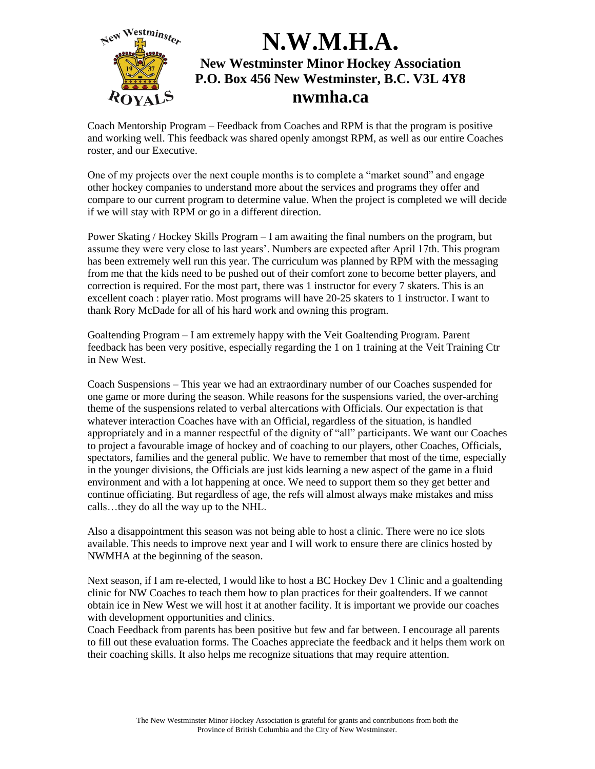Coach Mentorship Program – Feedback from Coaches and RPM is that the program is positive and working well. This feedback was shared openly amongst RPM, as well as our entire Coaches roster, and our Executive.

One of my projects over the next couple months is to complete a "market sound" and engage other hockey companies to understand more about the services and programs they offer and compare to our current program to determine value. When the project is completed we will decide if we will stay with RPM or go in a different direction.

Power Skating / Hockey Skills Program – I am awaiting the final numbers on the program, but assume they were very close to last years'. Numbers are expected after April 17th. This program has been extremely well run this year. The curriculum was planned by RPM with the messaging from me that the kids need to be pushed out of their comfort zone to become better players, and correction is required. For the most part, there was 1 instructor for every 7 skaters. This is an excellent coach : player ratio. Most programs will have 20-25 skaters to 1 instructor. I want to thank Rory McDade for all of his hard work and owning this program.

Goaltending Program – I am extremely happy with the Veit Goaltending Program. Parent feedback has been very positive, especially regarding the 1 on 1 training at the Veit Training Ctr in New West.

Coach Suspensions – This year we had an extraordinary number of our Coaches suspended for one game or more during the season. While reasons for the suspensions varied, the over-arching theme of the suspensions related to verbal altercations with Officials. Our expectation is that whatever interaction Coaches have with an Official, regardless of the situation, is handled appropriately and in a manner respectful of the dignity of "all" participants. We want our Coaches to project a favourable image of hockey and of coaching to our players, other Coaches, Officials, spectators, families and the general public. We have to remember that most of the time, especially in the younger divisions, the Officials are just kids learning a new aspect of the game in a fluid environment and with a lot happening at once. We need to support them so they get better and continue officiating. But regardless of age, the refs will almost always make mistakes and miss calls…they do all the way up to the NHL.

Also a disappointment this season was not being able to host a clinic. There were no ice slots available. This needs to improve next year and I will work to ensure there are clinics hosted by NWMHA at the beginning of the season.

Next season, if I am re-elected, I would like to host a BC Hockey Dev 1 Clinic and a goaltending clinic for NW Coaches to teach them how to plan practices for their goaltenders. If we cannot obtain ice in New West we will host it at another facility. It is important we provide our coaches with development opportunities and clinics.

Coach Feedback from parents has been positive but few and far between. I encourage all parents to fill out these evaluation forms. The Coaches appreciate the feedback and it helps them work on their coaching skills. It also helps me recognize situations that may require attention.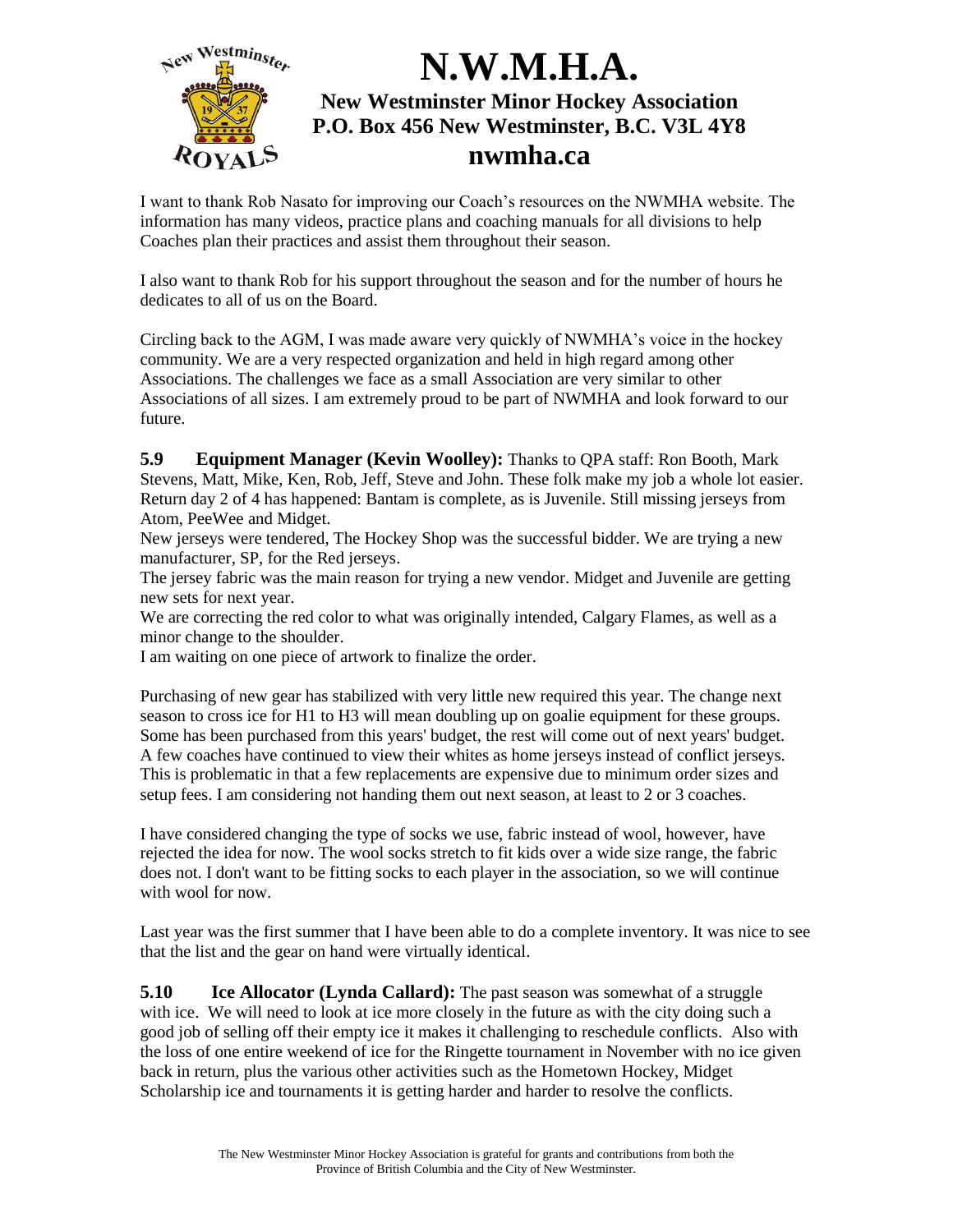I want to thank Rob Nasato for improving our Coach's resources on the NWMHA website. The information has many videos, practice plans and coaching manuals for all divisions to help Coaches plan their practices and assist them throughout their season.

I also want to thank Rob for his support throughout the season and for the number of hours he dedicates to all of us on the Board.

Circling back to the AGM, I was made aware very quickly of NWMHA's voice in the hockey community. We are a very respected organization and held in high regard among other Associations. The challenges we face as a small Association are very similar to other Associations of all sizes. I am extremely proud to be part of NWMHA and look forward to our future.

**5.9 Equipment Manager (Kevin Woolley):** Thanks to QPA staff: Ron Booth, Mark Stevens, Matt, Mike, Ken, Rob, Jeff, Steve and John. These folk make my job a whole lot easier. Return day 2 of 4 has happened: Bantam is complete, as is Juvenile. Still missing jerseys from Atom, PeeWee and Midget.
New jerseys were tendered, The Hockey Shop was the successful bidder. We are trying a new manufacturer, SP, for the Red jerseys.
The jersey fabric was the main reason for trying a new vendor. Midget and Juvenile are getting new sets for next year.
We are correcting the red color to what was originally intended, Calgary Flames, as well as a minor change to the shoulder.
I am waiting on one piece of artwork to finalize the order.

Purchasing of new gear has stabilized with very little new required this year. The change next season to cross ice for H1 to H3 will mean doubling up on goalie equipment for these groups. Some has been purchased from this years' budget, the rest will come out of next years' budget. A few coaches have continued to view their whites as home jerseys instead of conflict jerseys. This is problematic in that a few replacements are expensive due to minimum order sizes and setup fees. I am considering not handing them out next season, at least to 2 or 3 coaches.

I have considered changing the type of socks we use, fabric instead of wool, however, have rejected the idea for now. The wool socks stretch to fit kids over a wide size range, the fabric does not. I don't want to be fitting socks to each player in the association, so we will continue with wool for now.

Last year was the first summer that I have been able to do a complete inventory. It was nice to see that the list and the gear on hand were virtually identical.

**5.10 Ice Allocator (Lynda Callard):** The past season was somewhat of a struggle with ice. We will need to look at ice more closely in the future as with the city doing such a good job of selling off their empty ice it makes it challenging to reschedule conflicts. Also with the loss of one entire weekend of ice for the Ringette tournament in November with no ice given back in return, plus the various other activities such as the Hometown Hockey, Midget Scholarship ice and tournaments it is getting harder and harder to resolve the conflicts.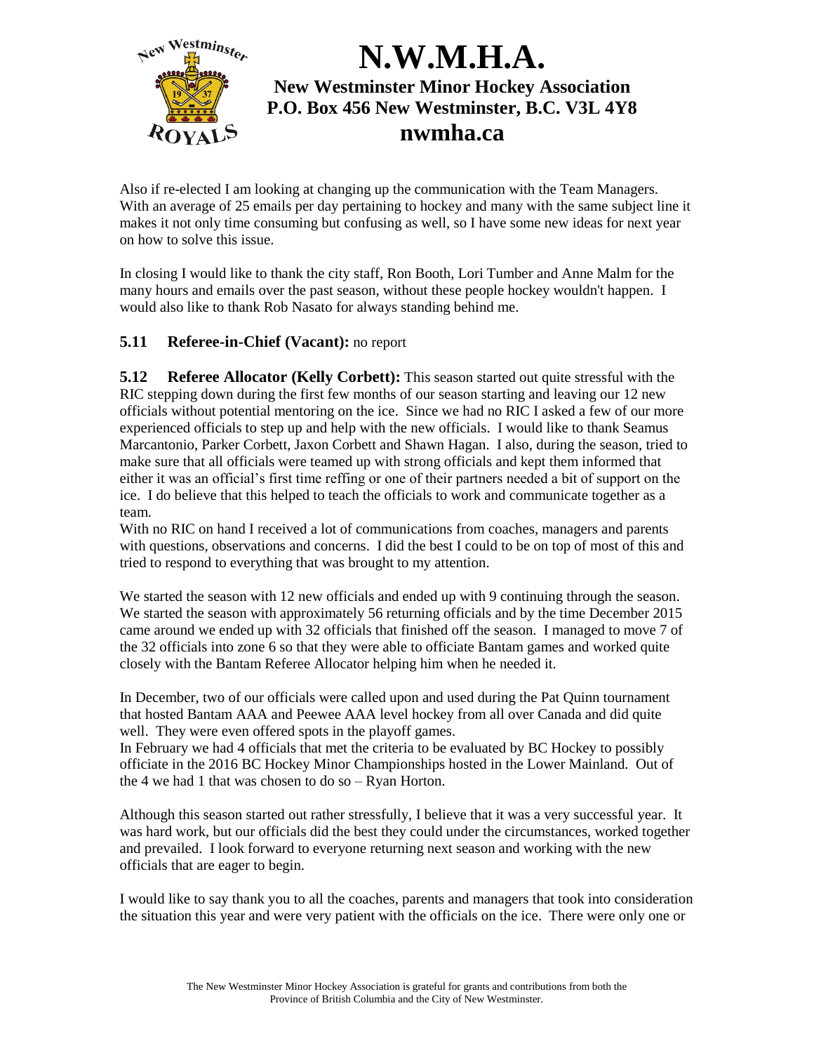Also if re-elected I am looking at changing up the communication with the Team Managers. With an average of 25 emails per day pertaining to hockey and many with the same subject line it makes it not only time consuming but confusing as well, so I have some new ideas for next year on how to solve this issue.

In closing I would like to thank the city staff, Ron Booth, Lori Tumber and Anne Malm for the many hours and emails over the past season, without these people hockey wouldn't happen. I would also like to thank Rob Nasato for always standing behind me.

### 5.11 Referee-in-Chief (Vacant): no report

**5.12 Referee Allocator (Kelly Corbett):** This season started out quite stressful with the RIC stepping down during the first few months of our season starting and leaving our 12 new officials without potential mentoring on the ice. Since we had no RIC I asked a few of our more experienced officials to step up and help with the new officials. I would like to thank Seamus Marcantonio, Parker Corbett, Jaxon Corbett and Shawn Hagan. I also, during the season, tried to make sure that all officials were teamed up with strong officials and kept them informed that either it was an official's first time reffing or one of their partners needed a bit of support on the ice. I do believe that this helped to teach the officials to work and communicate together as a team.

With no RIC on hand I received a lot of communications from coaches, managers and parents with questions, observations and concerns. I did the best I could to be on top of most of this and tried to respond to everything that was brought to my attention.

We started the season with 12 new officials and ended up with 9 continuing through the season. We started the season with approximately 56 returning officials and by the time December 2015 came around we ended up with 32 officials that finished off the season. I managed to move 7 of the 32 officials into zone 6 so that they were able to officiate Bantam games and worked quite closely with the Bantam Referee Allocator helping him when he needed it.

In December, two of our officials were called upon and used during the Pat Quinn tournament that hosted Bantam AAA and Peewee AAA level hockey from all over Canada and did quite well. They were even offered spots in the playoff games.

In February we had 4 officials that met the criteria to be evaluated by BC Hockey to possibly officiate in the 2016 BC Hockey Minor Championships hosted in the Lower Mainland. Out of the 4 we had 1 that was chosen to do so – Ryan Horton.

Although this season started out rather stressfully, I believe that it was a very successful year. It was hard work, but our officials did the best they could under the circumstances, worked together and prevailed. I look forward to everyone returning next season and working with the new officials that are eager to begin.

I would like to say thank you to all the coaches, parents and managers that took into consideration the situation this year and were very patient with the officials on the ice. There were only one or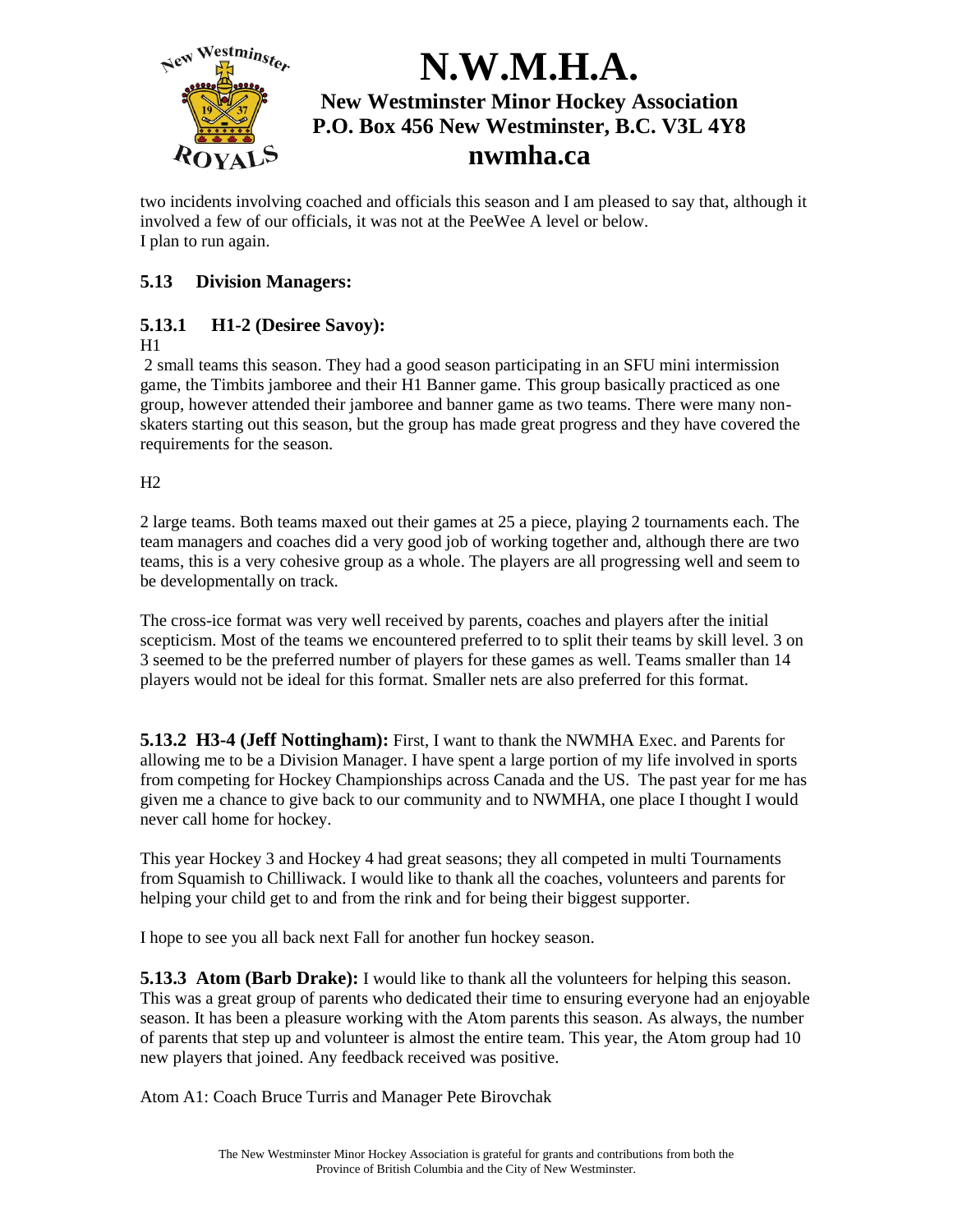two incidents involving coached and officials this season and I am pleased to say that, although it involved a few of our officials, it was not at the PeeWee A level or below.
I plan to run again.

## 5.13 Division Managers:

### 5.13.1 H1-2 (Desiree Savoy):

H1

2 small teams this season. They had a good season participating in an SFU mini intermission game, the Timbits jamboree and their H1 Banner game. This group basically practiced as one group, however attended their jamboree and banner game as two teams. There were many non-skaters starting out this season, but the group has made great progress and they have covered the requirements for the season.

H2

2 large teams. Both teams maxed out their games at 25 a piece, playing 2 tournaments each. The team managers and coaches did a very good job of working together and, although there are two teams, this is a very cohesive group as a whole. The players are all progressing well and seem to be developmentally on track.

The cross-ice format was very well received by parents, coaches and players after the initial scepticism. Most of the teams we encountered preferred to to split their teams by skill level. 3 on 3 seemed to be the preferred number of players for these games as well. Teams smaller than 14 players would not be ideal for this format. Smaller nets are also preferred for this format.

**5.13.2 H3-4 (Jeff Nottingham):** First, I want to thank the NWMHA Exec. and Parents for allowing me to be a Division Manager. I have spent a large portion of my life involved in sports from competing for Hockey Championships across Canada and the US. The past year for me has given me a chance to give back to our community and to NWMHA, one place I thought I would never call home for hockey.

This year Hockey 3 and Hockey 4 had great seasons; they all competed in multi Tournaments from Squamish to Chilliwack. I would like to thank all the coaches, volunteers and parents for helping your child get to and from the rink and for being their biggest supporter.

I hope to see you all back next Fall for another fun hockey season.

**5.13.3 Atom (Barb Drake):** I would like to thank all the volunteers for helping this season. This was a great group of parents who dedicated their time to ensuring everyone had an enjoyable season. It has been a pleasure working with the Atom parents this season. As always, the number of parents that step up and volunteer is almost the entire team. This year, the Atom group had 10 new players that joined. Any feedback received was positive.

Atom A1: Coach Bruce Turris and Manager Pete Birovchak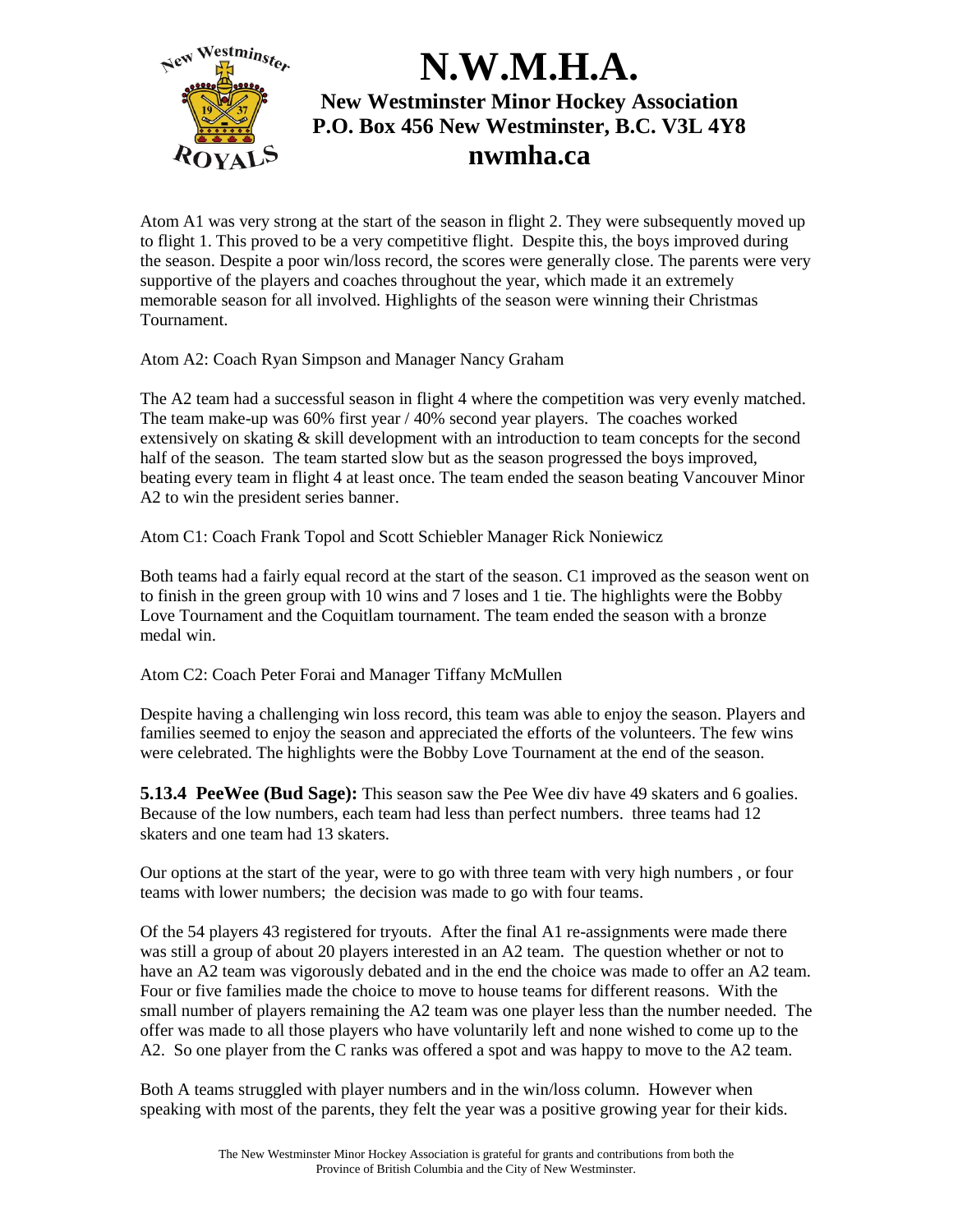Atom A1 was very strong at the start of the season in flight 2. They were subsequently moved up to flight 1. This proved to be a very competitive flight. Despite this, the boys improved during the season. Despite a poor win/loss record, the scores were generally close. The parents were very supportive of the players and coaches throughout the year, which made it an extremely memorable season for all involved. Highlights of the season were winning their Christmas Tournament.

Atom A2: Coach Ryan Simpson and Manager Nancy Graham

The A2 team had a successful season in flight 4 where the competition was very evenly matched. The team make-up was 60% first year / 40% second year players. The coaches worked extensively on skating & skill development with an introduction to team concepts for the second half of the season. The team started slow but as the season progressed the boys improved, beating every team in flight 4 at least once. The team ended the season beating Vancouver Minor A2 to win the president series banner.

Atom C1: Coach Frank Topol and Scott Schiebler Manager Rick Noniewicz

Both teams had a fairly equal record at the start of the season. C1 improved as the season went on to finish in the green group with 10 wins and 7 loses and 1 tie. The highlights were the Bobby Love Tournament and the Coquitlam tournament. The team ended the season with a bronze medal win.

Atom C2: Coach Peter Forai and Manager Tiffany McMullen

Despite having a challenging win loss record, this team was able to enjoy the season. Players and families seemed to enjoy the season and appreciated the efforts of the volunteers. The few wins were celebrated. The highlights were the Bobby Love Tournament at the end of the season.

**5.13.4 PeeWee (Bud Sage):** This season saw the Pee Wee div have 49 skaters and 6 goalies. Because of the low numbers, each team had less than perfect numbers. three teams had 12 skaters and one team had 13 skaters.

Our options at the start of the year, were to go with three team with very high numbers , or four teams with lower numbers; the decision was made to go with four teams.

Of the 54 players 43 registered for tryouts. After the final A1 re-assignments were made there was still a group of about 20 players interested in an A2 team. The question whether or not to have an A2 team was vigorously debated and in the end the choice was made to offer an A2 team. Four or five families made the choice to move to house teams for different reasons. With the small number of players remaining the A2 team was one player less than the number needed. The offer was made to all those players who have voluntarily left and none wished to come up to the A2. So one player from the C ranks was offered a spot and was happy to move to the A2 team.

Both A teams struggled with player numbers and in the win/loss column. However when speaking with most of the parents, they felt the year was a positive growing year for their kids.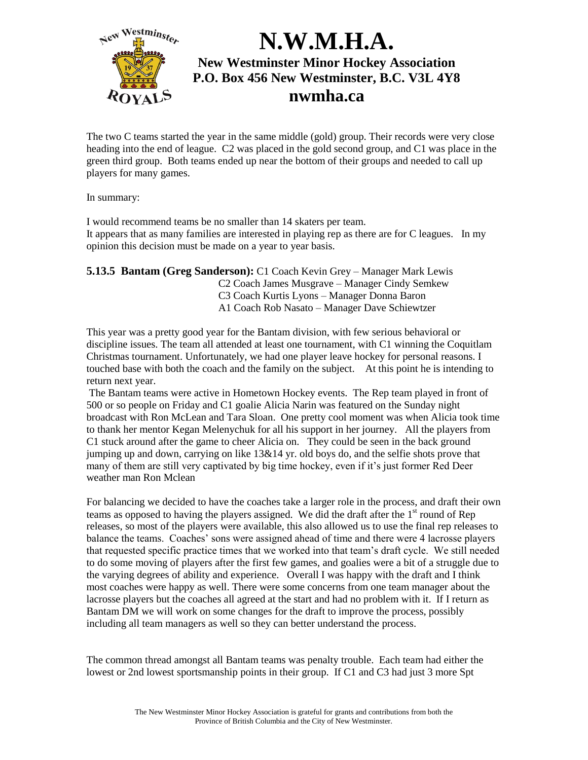The two C teams started the year in the same middle (gold) group. Their records were very close heading into the end of league. C2 was placed in the gold second group, and C1 was place in the green third group. Both teams ended up near the bottom of their groups and needed to call up players for many games.

In summary:

I would recommend teams be no smaller than 14 skaters per team.
It appears that as many families are interested in playing rep as there are for C leagues. In my opinion this decision must be made on a year to year basis.

**5.13.5 Bantam (Greg Sanderson):** C1 Coach Kevin Grey – Manager Mark Lewis
C2 Coach James Musgrave – Manager Cindy Semkew
C3 Coach Kurtis Lyons – Manager Donna Baron
A1 Coach Rob Nasato – Manager Dave Schiewtzer

This year was a pretty good year for the Bantam division, with few serious behavioral or discipline issues. The team all attended at least one tournament, with C1 winning the Coquitlam Christmas tournament. Unfortunately, we had one player leave hockey for personal reasons. I touched base with both the coach and the family on the subject. At this point he is intending to return next year.

The Bantam teams were active in Hometown Hockey events. The Rep team played in front of 500 or so people on Friday and C1 goalie Alicia Narin was featured on the Sunday night broadcast with Ron McLean and Tara Sloan. One pretty cool moment was when Alicia took time to thank her mentor Kegan Melenychuk for all his support in her journey. All the players from C1 stuck around after the game to cheer Alicia on. They could be seen in the back ground jumping up and down, carrying on like 13&14 yr. old boys do, and the selfie shots prove that many of them are still very captivated by big time hockey, even if it's just former Red Deer weather man Ron Mclean

For balancing we decided to have the coaches take a larger role in the process, and draft their own teams as opposed to having the players assigned. We did the draft after the 1st round of Rep releases, so most of the players were available, this also allowed us to use the final rep releases to balance the teams. Coaches' sons were assigned ahead of time and there were 4 lacrosse players that requested specific practice times that we worked into that team's draft cycle. We still needed to do some moving of players after the first few games, and goalies were a bit of a struggle due to the varying degrees of ability and experience. Overall I was happy with the draft and I think most coaches were happy as well. There were some concerns from one team manager about the lacrosse players but the coaches all agreed at the start and had no problem with it. If I return as Bantam DM we will work on some changes for the draft to improve the process, possibly including all team managers as well so they can better understand the process.

The common thread amongst all Bantam teams was penalty trouble. Each team had either the lowest or 2nd lowest sportsmanship points in their group. If C1 and C3 had just 3 more Spt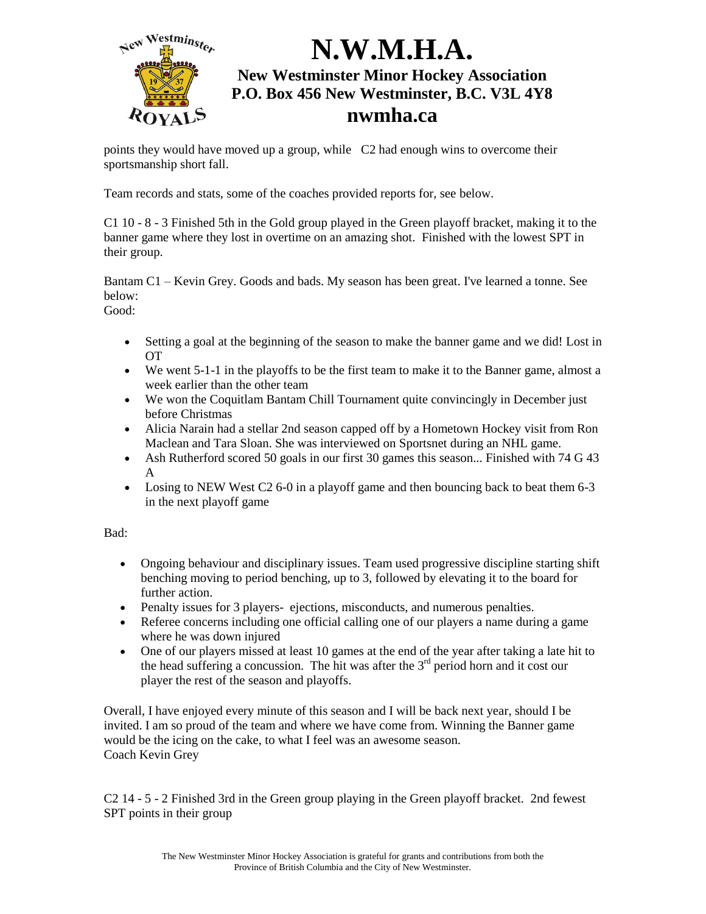points they would have moved up a group, while C2 had enough wins to overcome their sportsmanship short fall.

Team records and stats, some of the coaches provided reports for, see below.

C1 10 - 8 - 3 Finished 5th in the Gold group played in the Green playoff bracket, making it to the banner game where they lost in overtime on an amazing shot. Finished with the lowest SPT in their group.

Bantam C1 – Kevin Grey. Goods and bads. My season has been great. I've learned a tonne. See below:
Good:

- Setting a goal at the beginning of the season to make the banner game and we did! Lost in OT
- We went 5-1-1 in the playoffs to be the first team to make it to the Banner game, almost a week earlier than the other team
- We won the Coquitlam Bantam Chill Tournament quite convincingly in December just before Christmas
- Alicia Narain had a stellar 2nd season capped off by a Hometown Hockey visit from Ron Maclean and Tara Sloan. She was interviewed on Sportsnet during an NHL game.
- Ash Rutherford scored 50 goals in our first 30 games this season... Finished with 74 G 43 A
- Losing to NEW West C2 6-0 in a playoff game and then bouncing back to beat them 6-3 in the next playoff game

Bad:

- Ongoing behaviour and disciplinary issues. Team used progressive discipline starting shift benching moving to period benching, up to 3, followed by elevating it to the board for further action.
- Penalty issues for 3 players- ejections, misconducts, and numerous penalties.
- Referee concerns including one official calling one of our players a name during a game where he was down injured
- One of our players missed at least 10 games at the end of the year after taking a late hit to the head suffering a concussion. The hit was after the 3rd period horn and it cost our player the rest of the season and playoffs.

Overall, I have enjoyed every minute of this season and I will be back next year, should I be invited. I am so proud of the team and where we have come from. Winning the Banner game would be the icing on the cake, to what I feel was an awesome season.
Coach Kevin Grey

C2 14 - 5 - 2 Finished 3rd in the Green group playing in the Green playoff bracket. 2nd fewest SPT points in their group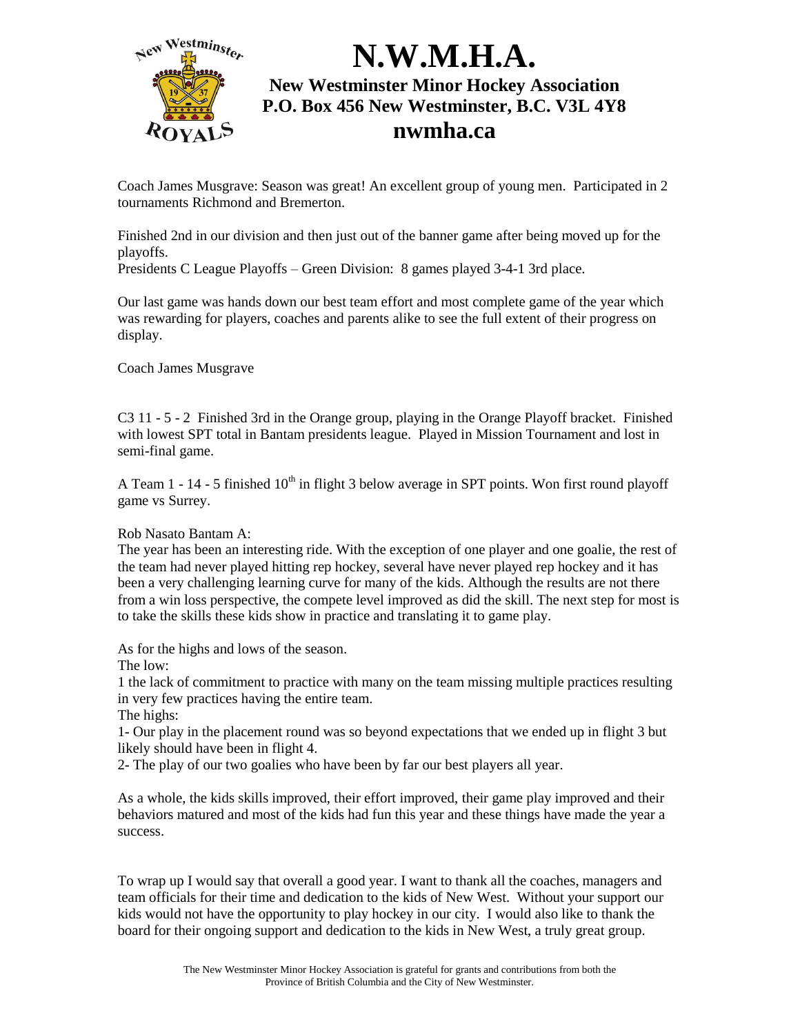# N.W.M.H.A.

**New Westminster Minor Hockey Association**
**P.O. Box 456 New Westminster, B.C. V3L 4Y8**
**nwmha.ca**

Coach James Musgrave: Season was great! An excellent group of young men. Participated in 2 tournaments Richmond and Bremerton.

Finished 2nd in our division and then just out of the banner game after being moved up for the playoffs.
Presidents C League Playoffs – Green Division: 8 games played 3-4-1 3rd place.

Our last game was hands down our best team effort and most complete game of the year which was rewarding for players, coaches and parents alike to see the full extent of their progress on display.

Coach James Musgrave

C3 11 - 5 - 2 Finished 3rd in the Orange group, playing in the Orange Playoff bracket. Finished with lowest SPT total in Bantam presidents league. Played in Mission Tournament and lost in semi-final game.

A Team 1 - 14 - 5 finished 10th in flight 3 below average in SPT points. Won first round playoff game vs Surrey.

Rob Nasato Bantam A:
The year has been an interesting ride. With the exception of one player and one goalie, the rest of the team had never played hitting rep hockey, several have never played rep hockey and it has been a very challenging learning curve for many of the kids. Although the results are not there from a win loss perspective, the compete level improved as did the skill. The next step for most is to take the skills these kids show in practice and translating it to game play.

As for the highs and lows of the season.
The low:
1 the lack of commitment to practice with many on the team missing multiple practices resulting in very few practices having the entire team.
The highs:
1- Our play in the placement round was so beyond expectations that we ended up in flight 3 but likely should have been in flight 4.
2- The play of our two goalies who have been by far our best players all year.

As a whole, the kids skills improved, their effort improved, their game play improved and their behaviors matured and most of the kids had fun this year and these things have made the year a success.

To wrap up I would say that overall a good year. I want to thank all the coaches, managers and team officials for their time and dedication to the kids of New West. Without your support our kids would not have the opportunity to play hockey in our city. I would also like to thank the board for their ongoing support and dedication to the kids in New West, a truly great group.

The New Westminster Minor Hockey Association is grateful for grants and contributions from both the Province of British Columbia and the City of New Westminster.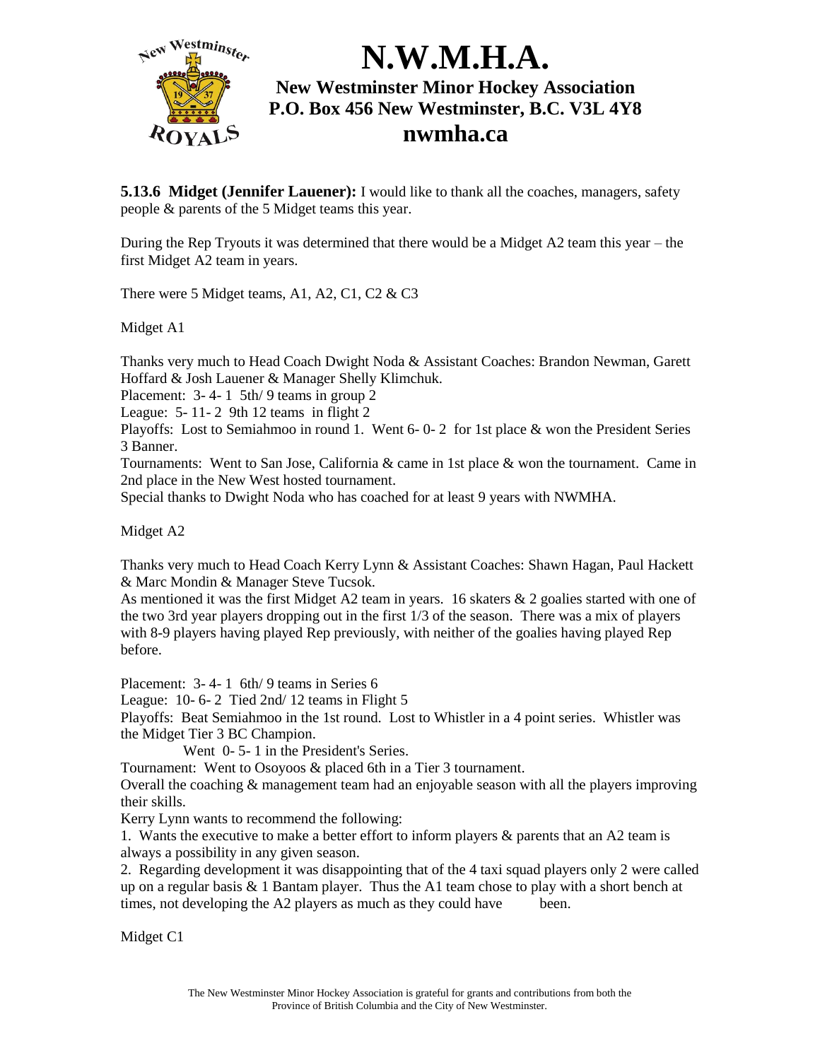**5.13.6 Midget (Jennifer Lauener):** I would like to thank all the coaches, managers, safety people & parents of the 5 Midget teams this year.

During the Rep Tryouts it was determined that there would be a Midget A2 team this year – the first Midget A2 team in years.

There were 5 Midget teams, A1, A2, C1, C2 & C3

Midget A1

Thanks very much to Head Coach Dwight Noda & Assistant Coaches: Brandon Newman, Garett Hoffard & Josh Lauener & Manager Shelly Klimchuk.
Placement: 3- 4- 1 5th/ 9 teams in group 2
League: 5- 11- 2 9th 12 teams in flight 2
Playoffs: Lost to Semiahmoo in round 1. Went 6- 0- 2 for 1st place & won the President Series 3 Banner.
Tournaments: Went to San Jose, California & came in 1st place & won the tournament. Came in 2nd place in the New West hosted tournament.
Special thanks to Dwight Noda who has coached for at least 9 years with NWMHA.

Midget A2

Thanks very much to Head Coach Kerry Lynn & Assistant Coaches: Shawn Hagan, Paul Hackett & Marc Mondin & Manager Steve Tucsok.
As mentioned it was the first Midget A2 team in years. 16 skaters & 2 goalies started with one of the two 3rd year players dropping out in the first 1/3 of the season. There was a mix of players with 8-9 players having played Rep previously, with neither of the goalies having played Rep before.

Placement: 3- 4- 1 6th/ 9 teams in Series 6
League: 10- 6- 2 Tied 2nd/ 12 teams in Flight 5
Playoffs: Beat Semiahmoo in the 1st round. Lost to Whistler in a 4 point series. Whistler was the Midget Tier 3 BC Champion.
Went 0- 5- 1 in the President's Series.
Tournament: Went to Osoyoos & placed 6th in a Tier 3 tournament.
Overall the coaching & management team had an enjoyable season with all the players improving their skills.
Kerry Lynn wants to recommend the following:
1. Wants the executive to make a better effort to inform players & parents that an A2 team is always a possibility in any given season.
2. Regarding development it was disappointing that of the 4 taxi squad players only 2 were called up on a regular basis & 1 Bantam player. Thus the A1 team chose to play with a short bench at times, not developing the A2 players as much as they could have been.

Midget C1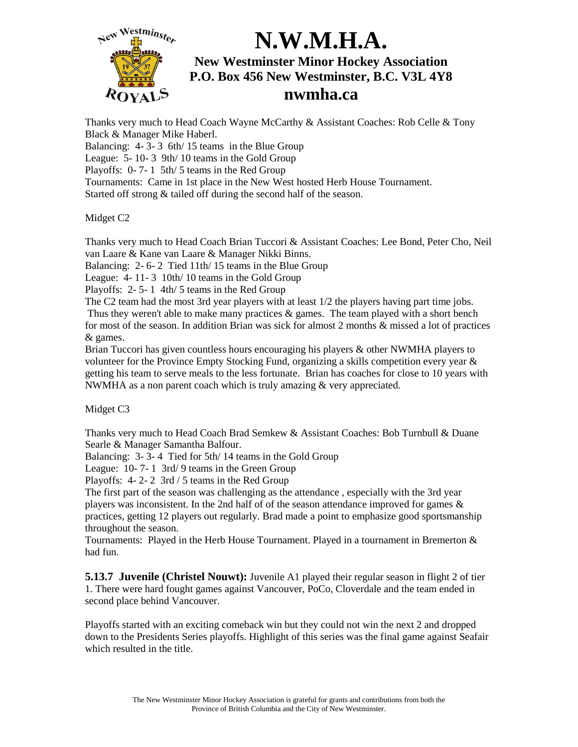Thanks very much to Head Coach Wayne McCarthy & Assistant Coaches: Rob Celle & Tony Black & Manager Mike Haberl.
Balancing: 4- 3- 3 6th/ 15 teams in the Blue Group
League: 5- 10- 3 9th/ 10 teams in the Gold Group
Playoffs: 0- 7- 1 5th/ 5 teams in the Red Group
Tournaments: Came in 1st place in the New West hosted Herb House Tournament.
Started off strong & tailed off during the second half of the season.

Midget C2

Thanks very much to Head Coach Brian Tuccori & Assistant Coaches: Lee Bond, Peter Cho, Neil van Laare & Kane van Laare & Manager Nikki Binns.
Balancing: 2- 6- 2 Tied 11th/ 15 teams in the Blue Group
League: 4- 11- 3 10th/ 10 teams in the Gold Group
Playoffs: 2- 5- 1 4th/ 5 teams in the Red Group
The C2 team had the most 3rd year players with at least 1/2 the players having part time jobs. Thus they weren't able to make many practices & games. The team played with a short bench for most of the season. In addition Brian was sick for almost 2 months & missed a lot of practices & games.
Brian Tuccori has given countless hours encouraging his players & other NWMHA players to volunteer for the Province Empty Stocking Fund, organizing a skills competition every year & getting his team to serve meals to the less fortunate. Brian has coaches for close to 10 years with NWMHA as a non parent coach which is truly amazing & very appreciated.

Midget C3

Thanks very much to Head Coach Brad Semkew & Assistant Coaches: Bob Turnbull & Duane Searle & Manager Samantha Balfour.
Balancing: 3- 3- 4 Tied for 5th/ 14 teams in the Gold Group
League: 10- 7- 1 3rd/ 9 teams in the Green Group
Playoffs: 4- 2- 2 3rd / 5 teams in the Red Group
The first part of the season was challenging as the attendance , especially with the 3rd year players was inconsistent. In the 2nd half of of the season attendance improved for games & practices, getting 12 players out regularly. Brad made a point to emphasize good sportsmanship throughout the season.
Tournaments: Played in the Herb House Tournament. Played in a tournament in Bremerton & had fun.

**5.13.7 Juvenile (Christel Nouwt):** Juvenile A1 played their regular season in flight 2 of tier 1. There were hard fought games against Vancouver, PoCo, Cloverdale and the team ended in second place behind Vancouver.

Playoffs started with an exciting comeback win but they could not win the next 2 and dropped down to the Presidents Series playoffs. Highlight of this series was the final game against Seafair which resulted in the title.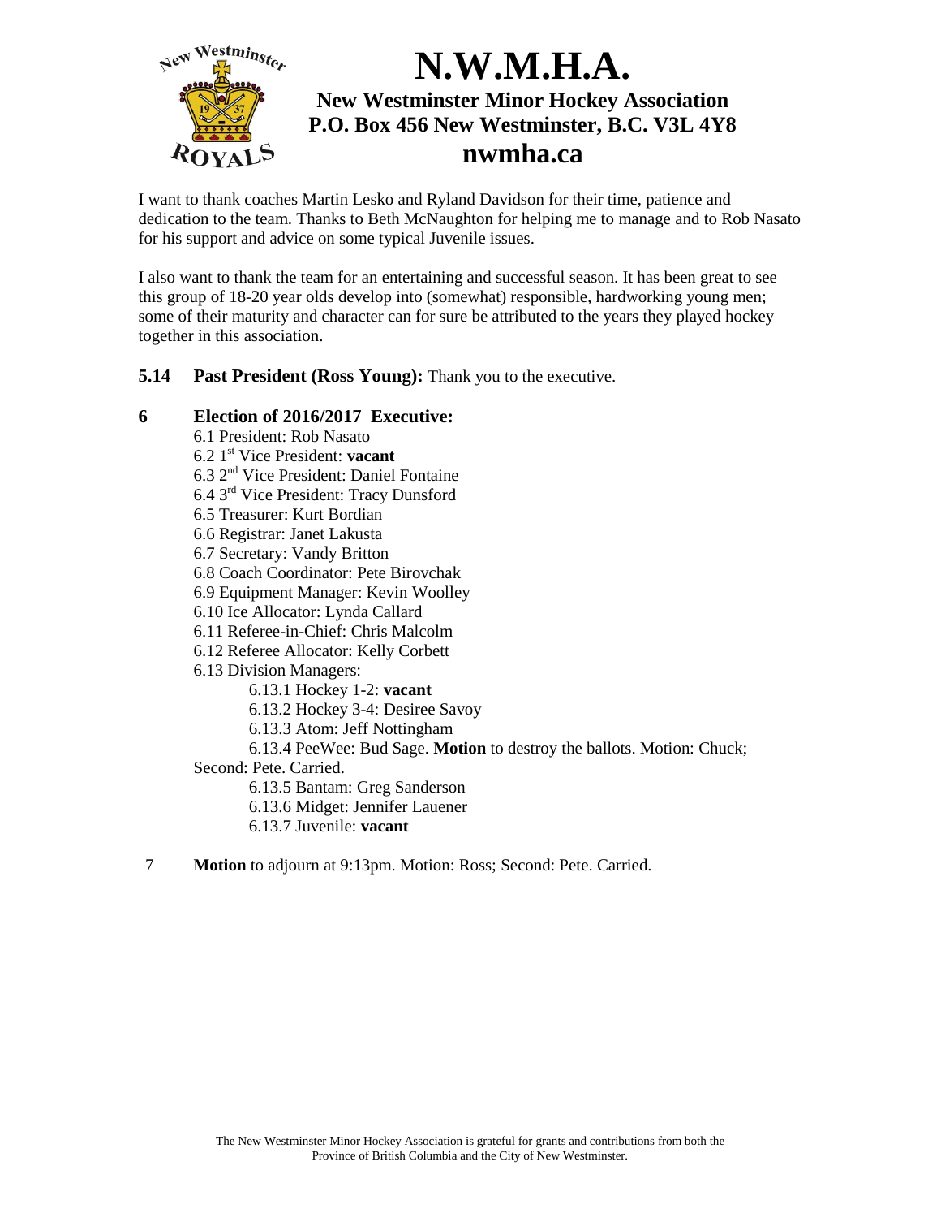# N.W.M.H.A.

## New Westminster Minor Hockey Association
## P.O. Box 456 New Westminster, B.C. V3L 4Y8
## nwmha.ca

I want to thank coaches Martin Lesko and Ryland Davidson for their time, patience and dedication to the team. Thanks to Beth McNaughton for helping me to manage and to Rob Nasato for his support and advice on some typical Juvenile issues.

I also want to thank the team for an entertaining and successful season. It has been great to see this group of 18-20 year olds develop into (somewhat) responsible, hardworking young men; some of their maturity and character can for sure be attributed to the years they played hockey together in this association.

**5.14 Past President (Ross Young):** Thank you to the executive.

**6 Election of 2016/2017 Executive:**

6.1 President: Rob Nasato
6.2 1st Vice President: **vacant**
6.3 2nd Vice President: Daniel Fontaine
6.4 3rd Vice President: Tracy Dunsford
6.5 Treasurer: Kurt Bordian
6.6 Registrar: Janet Lakusta
6.7 Secretary: Vandy Britton
6.8 Coach Coordinator: Pete Birovchak
6.9 Equipment Manager: Kevin Woolley
6.10 Ice Allocator: Lynda Callard
6.11 Referee-in-Chief: Chris Malcolm
6.12 Referee Allocator: Kelly Corbett
6.13 Division Managers:
6.13.1 Hockey 1-2: **vacant**
6.13.2 Hockey 3-4: Desiree Savoy
6.13.3 Atom: Jeff Nottingham
6.13.4 PeeWee: Bud Sage. **Motion** to destroy the ballots. Motion: Chuck; Second: Pete. Carried.
6.13.5 Bantam: Greg Sanderson
6.13.6 Midget: Jennifer Lauener
6.13.7 Juvenile: **vacant**

7 **Motion** to adjourn at 9:13pm. Motion: Ross; Second: Pete. Carried.

The New Westminster Minor Hockey Association is grateful for grants and contributions from both the Province of British Columbia and the City of New Westminster.